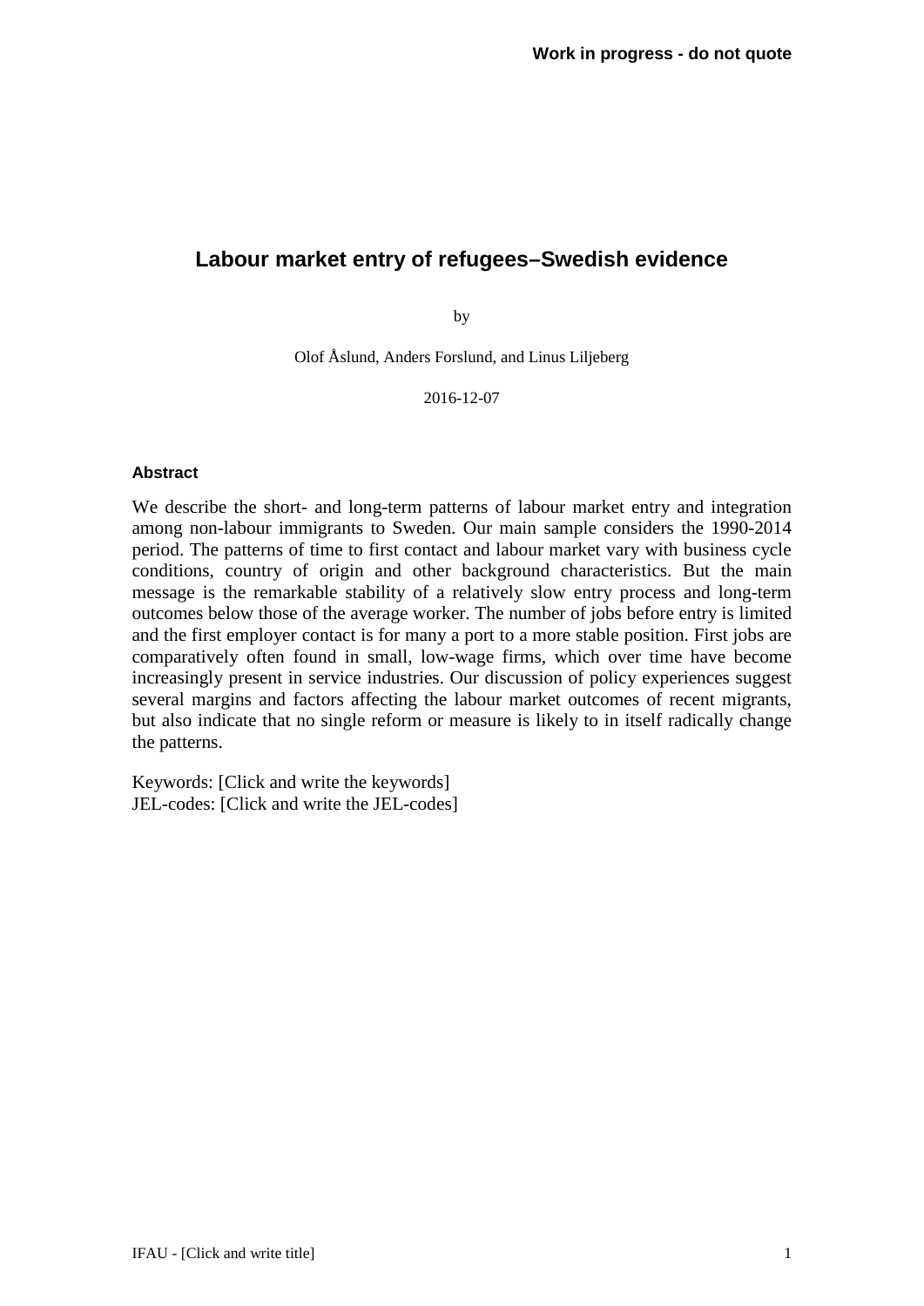**Work in progress - do not quote**

# Labour market entry of refugees–Swedish evidence

by

Olof Åslund, Anders Forslund, and Linus Liljeberg

2016-12-07

### Abstract

We describe the short- and long-term patterns of labour market entry and integration among non-labour immigrants to Sweden. Our main sample considers the 1990-2014 period. The patterns of time to first contact and labour market vary with business cycle conditions, country of origin and other background characteristics. But the main message is the remarkable stability of a relatively slow entry process and long-term outcomes below those of the average worker. The number of jobs before entry is limited and the first employer contact is for many a port to a more stable position. First jobs are comparatively often found in small, low-wage firms, which over time have become increasingly present in service industries. Our discussion of policy experiences suggest several margins and factors affecting the labour market outcomes of recent migrants, but also indicate that no single reform or measure is likely to in itself radically change the patterns.

Keywords: [Click and write the keywords]
JEL-codes: [Click and write the JEL-codes]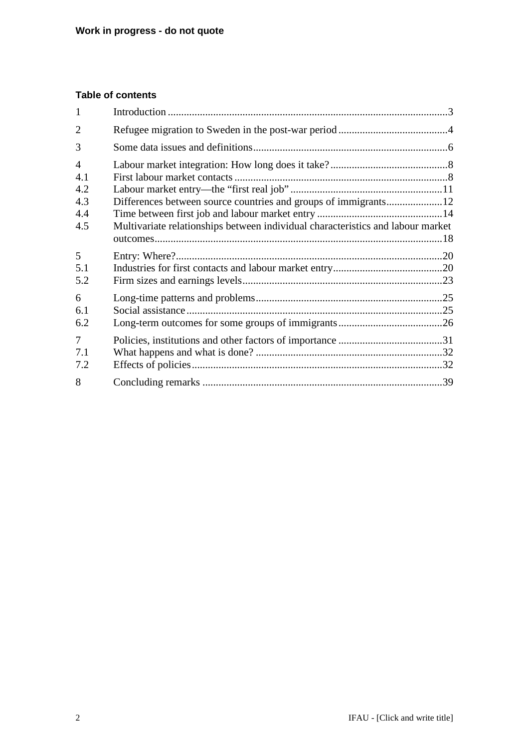**Work in progress - do not quote**

### Table of contents

| | | |
|---|---|---|
| 1 | Introduction | 3 |
| 2 | Refugee migration to Sweden in the post-war period | 4 |
| 3 | Some data issues and definitions | 6 |
| 4 | Labour market integration: How long does it take? | 8 |
| 4.1 | First labour market contacts | 8 |
| 4.2 | Labour market entry—the "first real job" | 11 |
| 4.3 | Differences between source countries and groups of immigrants | 12 |
| 4.4 | Time between first job and labour market entry | 14 |
| 4.5 | Multivariate relationships between individual characteristics and labour market outcomes | 18 |
| 5 | Entry: Where? | 20 |
| 5.1 | Industries for first contacts and labour market entry | 20 |
| 5.2 | Firm sizes and earnings levels | 23 |
| 6 | Long-time patterns and problems | 25 |
| 6.1 | Social assistance | 25 |
| 6.2 | Long-term outcomes for some groups of immigrants | 26 |
| 7 | Policies, institutions and other factors of importance | 31 |
| 7.1 | What happens and what is done? | 32 |
| 7.2 | Effects of policies | 32 |
| 8 | Concluding remarks | 39 |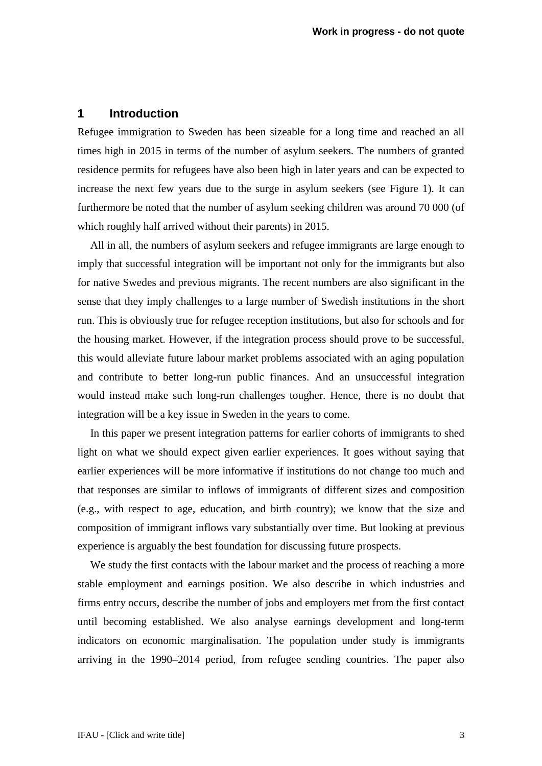## 1 Introduction

Refugee immigration to Sweden has been sizeable for a long time and reached an all times high in 2015 in terms of the number of asylum seekers. The numbers of granted residence permits for refugees have also been high in later years and can be expected to increase the next few years due to the surge in asylum seekers (see Figure 1). It can furthermore be noted that the number of asylum seeking children was around 70 000 (of which roughly half arrived without their parents) in 2015.

All in all, the numbers of asylum seekers and refugee immigrants are large enough to imply that successful integration will be important not only for the immigrants but also for native Swedes and previous migrants. The recent numbers are also significant in the sense that they imply challenges to a large number of Swedish institutions in the short run. This is obviously true for refugee reception institutions, but also for schools and for the housing market. However, if the integration process should prove to be successful, this would alleviate future labour market problems associated with an aging population and contribute to better long-run public finances. And an unsuccessful integration would instead make such long-run challenges tougher. Hence, there is no doubt that integration will be a key issue in Sweden in the years to come.

In this paper we present integration patterns for earlier cohorts of immigrants to shed light on what we should expect given earlier experiences. It goes without saying that earlier experiences will be more informative if institutions do not change too much and that responses are similar to inflows of immigrants of different sizes and composition (e.g., with respect to age, education, and birth country); we know that the size and composition of immigrant inflows vary substantially over time. But looking at previous experience is arguably the best foundation for discussing future prospects.

We study the first contacts with the labour market and the process of reaching a more stable employment and earnings position. We also describe in which industries and firms entry occurs, describe the number of jobs and employers met from the first contact until becoming established. We also analyse earnings development and long-term indicators on economic marginalisation. The population under study is immigrants arriving in the 1990–2014 period, from refugee sending countries. The paper also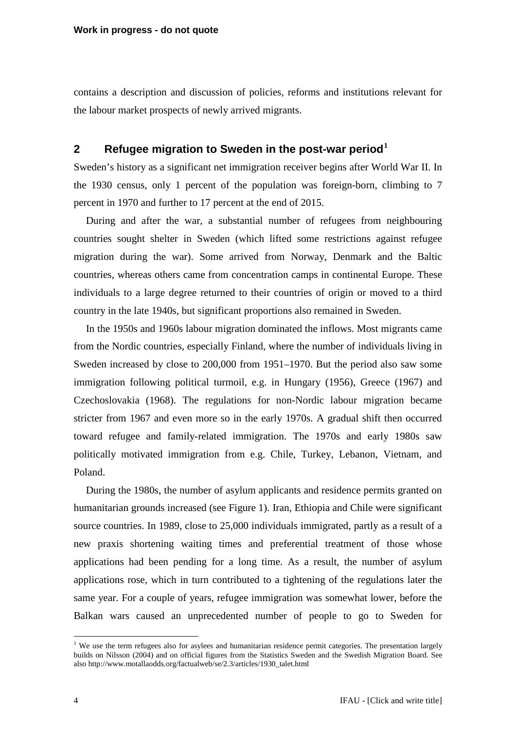contains a description and discussion of policies, reforms and institutions relevant for the labour market prospects of newly arrived migrants.

## 2 Refugee migration to Sweden in the post-war period[1]

Sweden's history as a significant net immigration receiver begins after World War II. In the 1930 census, only 1 percent of the population was foreign-born, climbing to 7 percent in 1970 and further to 17 percent at the end of 2015.

During and after the war, a substantial number of refugees from neighbouring countries sought shelter in Sweden (which lifted some restrictions against refugee migration during the war). Some arrived from Norway, Denmark and the Baltic countries, whereas others came from concentration camps in continental Europe. These individuals to a large degree returned to their countries of origin or moved to a third country in the late 1940s, but significant proportions also remained in Sweden.

In the 1950s and 1960s labour migration dominated the inflows. Most migrants came from the Nordic countries, especially Finland, where the number of individuals living in Sweden increased by close to 200,000 from 1951–1970. But the period also saw some immigration following political turmoil, e.g. in Hungary (1956), Greece (1967) and Czechoslovakia (1968). The regulations for non-Nordic labour migration became stricter from 1967 and even more so in the early 1970s. A gradual shift then occurred toward refugee and family-related immigration. The 1970s and early 1980s saw politically motivated immigration from e.g. Chile, Turkey, Lebanon, Vietnam, and Poland.

During the 1980s, the number of asylum applicants and residence permits granted on humanitarian grounds increased (see Figure 1). Iran, Ethiopia and Chile were significant source countries. In 1989, close to 25,000 individuals immigrated, partly as a result of a new praxis shortening waiting times and preferential treatment of those whose applications had been pending for a long time. As a result, the number of asylum applications rose, which in turn contributed to a tightening of the regulations later the same year. For a couple of years, refugee immigration was somewhat lower, before the Balkan wars caused an unprecedented number of people to go to Sweden for

[1] We use the term refugees also for asylees and humanitarian residence permit categories. The presentation largely builds on Nilsson (2004) and on official figures from the Statistics Sweden and the Swedish Migration Board. See also http://www.motallaodds.org/factualweb/se/2.3/articles/1930_talet.html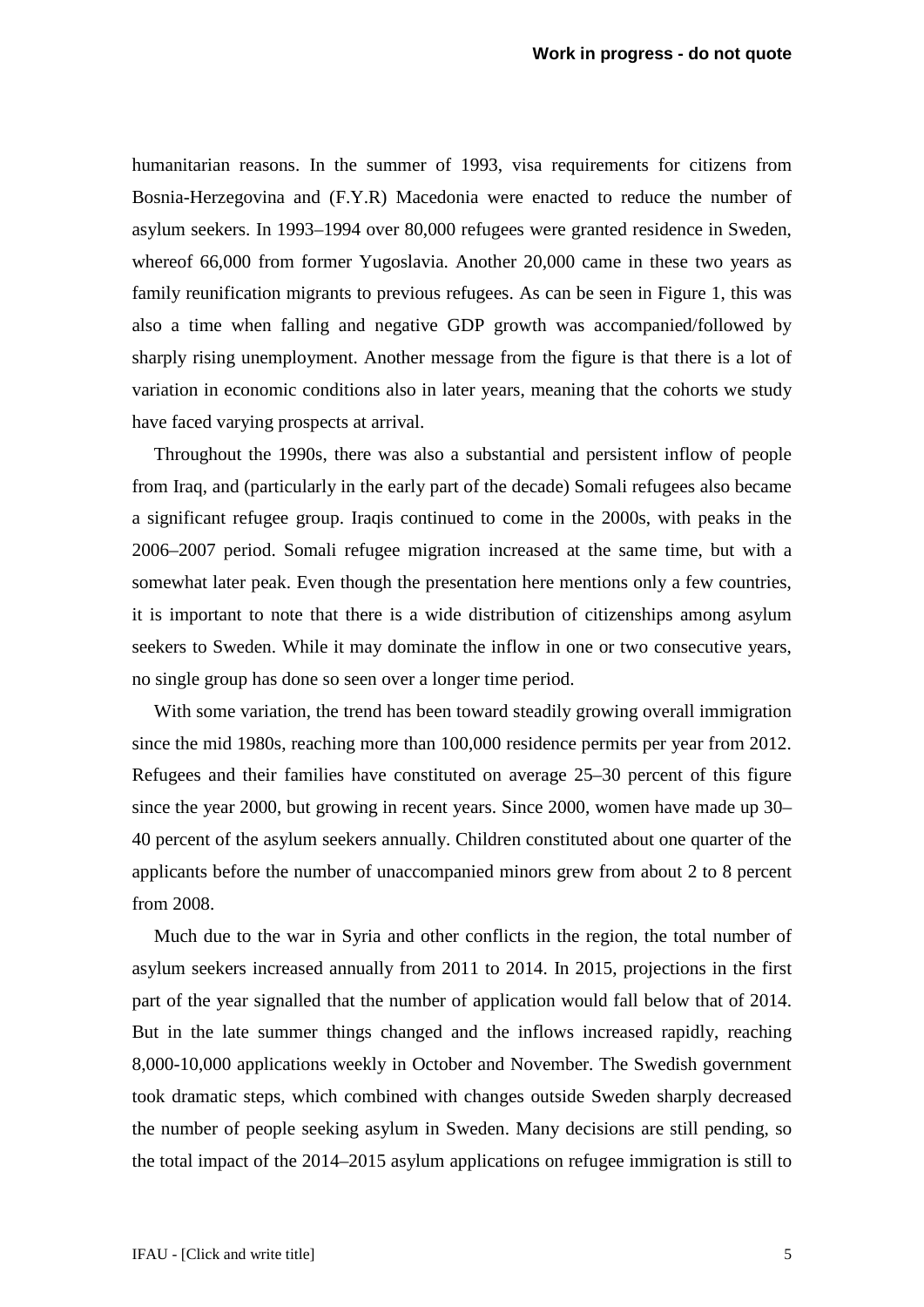humanitarian reasons. In the summer of 1993, visa requirements for citizens from Bosnia-Herzegovina and (F.Y.R) Macedonia were enacted to reduce the number of asylum seekers. In 1993–1994 over 80,000 refugees were granted residence in Sweden, whereof 66,000 from former Yugoslavia. Another 20,000 came in these two years as family reunification migrants to previous refugees. As can be seen in Figure 1, this was also a time when falling and negative GDP growth was accompanied/followed by sharply rising unemployment. Another message from the figure is that there is a lot of variation in economic conditions also in later years, meaning that the cohorts we study have faced varying prospects at arrival.

Throughout the 1990s, there was also a substantial and persistent inflow of people from Iraq, and (particularly in the early part of the decade) Somali refugees also became a significant refugee group. Iraqis continued to come in the 2000s, with peaks in the 2006–2007 period. Somali refugee migration increased at the same time, but with a somewhat later peak. Even though the presentation here mentions only a few countries, it is important to note that there is a wide distribution of citizenships among asylum seekers to Sweden. While it may dominate the inflow in one or two consecutive years, no single group has done so seen over a longer time period.

With some variation, the trend has been toward steadily growing overall immigration since the mid 1980s, reaching more than 100,000 residence permits per year from 2012. Refugees and their families have constituted on average 25–30 percent of this figure since the year 2000, but growing in recent years. Since 2000, women have made up 30–40 percent of the asylum seekers annually. Children constituted about one quarter of the applicants before the number of unaccompanied minors grew from about 2 to 8 percent from 2008.

Much due to the war in Syria and other conflicts in the region, the total number of asylum seekers increased annually from 2011 to 2014. In 2015, projections in the first part of the year signalled that the number of application would fall below that of 2014. But in the late summer things changed and the inflows increased rapidly, reaching 8,000-10,000 applications weekly in October and November. The Swedish government took dramatic steps, which combined with changes outside Sweden sharply decreased the number of people seeking asylum in Sweden. Many decisions are still pending, so the total impact of the 2014–2015 asylum applications on refugee immigration is still to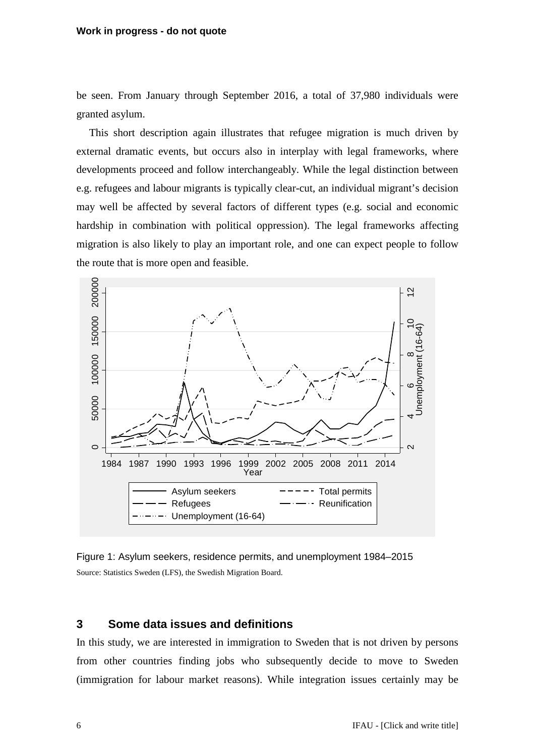be seen. From January through September 2016, a total of 37,980 individuals were granted asylum.

This short description again illustrates that refugee migration is much driven by external dramatic events, but occurs also in interplay with legal frameworks, where developments proceed and follow interchangeably. While the legal distinction between e.g. refugees and labour migrants is typically clear-cut, an individual migrant's decision may well be affected by several factors of different types (e.g. social and economic hardship in combination with political oppression). The legal frameworks affecting migration is also likely to play an important role, and one can expect people to follow the route that is more open and feasible.

Figure 1: Asylum seekers, residence permits, and unemployment 1984–2015

Source: Statistics Sweden (LFS), the Swedish Migration Board.

## 3 Some data issues and definitions

In this study, we are interested in immigration to Sweden that is not driven by persons from other countries finding jobs who subsequently decide to move to Sweden (immigration for labour market reasons). While integration issues certainly may be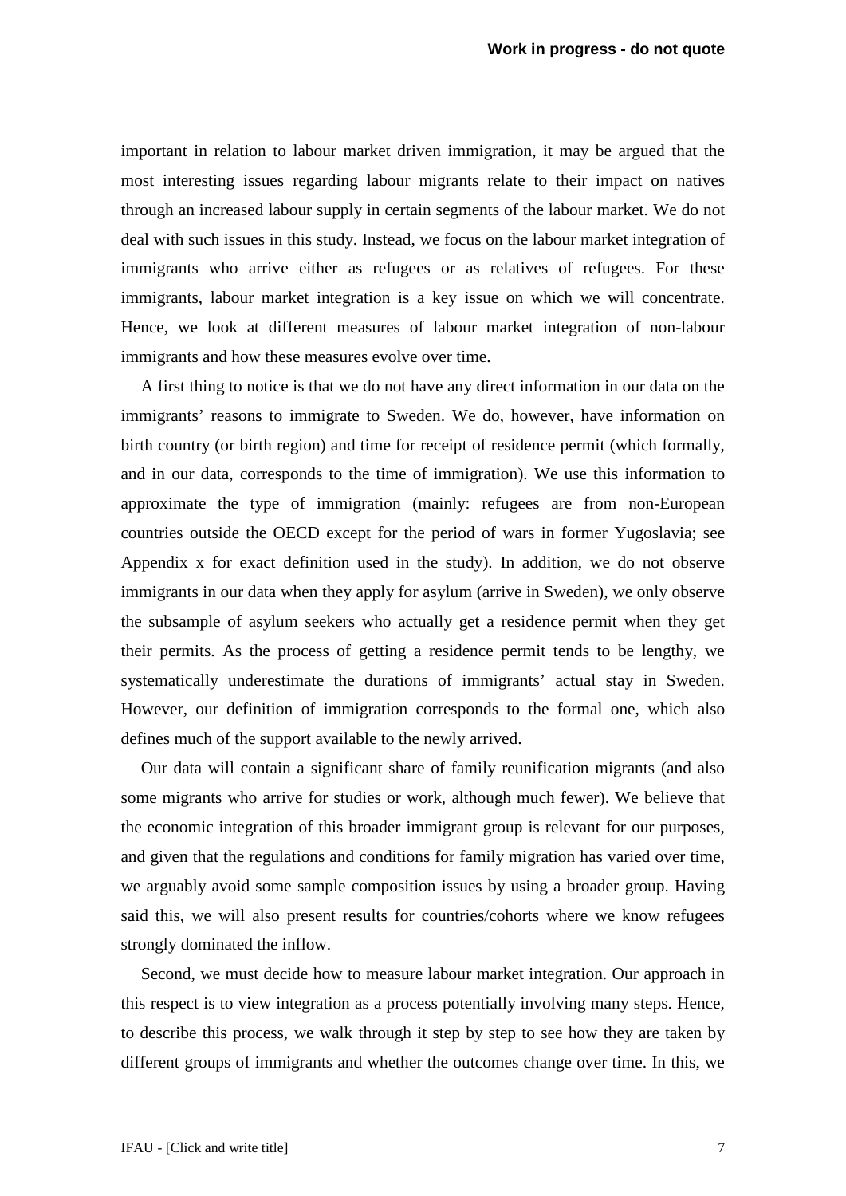important in relation to labour market driven immigration, it may be argued that the most interesting issues regarding labour migrants relate to their impact on natives through an increased labour supply in certain segments of the labour market. We do not deal with such issues in this study. Instead, we focus on the labour market integration of immigrants who arrive either as refugees or as relatives of refugees. For these immigrants, labour market integration is a key issue on which we will concentrate. Hence, we look at different measures of labour market integration of non-labour immigrants and how these measures evolve over time.

A first thing to notice is that we do not have any direct information in our data on the immigrants' reasons to immigrate to Sweden. We do, however, have information on birth country (or birth region) and time for receipt of residence permit (which formally, and in our data, corresponds to the time of immigration). We use this information to approximate the type of immigration (mainly: refugees are from non-European countries outside the OECD except for the period of wars in former Yugoslavia; see Appendix x for exact definition used in the study). In addition, we do not observe immigrants in our data when they apply for asylum (arrive in Sweden), we only observe the subsample of asylum seekers who actually get a residence permit when they get their permits. As the process of getting a residence permit tends to be lengthy, we systematically underestimate the durations of immigrants' actual stay in Sweden. However, our definition of immigration corresponds to the formal one, which also defines much of the support available to the newly arrived.

Our data will contain a significant share of family reunification migrants (and also some migrants who arrive for studies or work, although much fewer). We believe that the economic integration of this broader immigrant group is relevant for our purposes, and given that the regulations and conditions for family migration has varied over time, we arguably avoid some sample composition issues by using a broader group. Having said this, we will also present results for countries/cohorts where we know refugees strongly dominated the inflow.

Second, we must decide how to measure labour market integration. Our approach in this respect is to view integration as a process potentially involving many steps. Hence, to describe this process, we walk through it step by step to see how they are taken by different groups of immigrants and whether the outcomes change over time. In this, we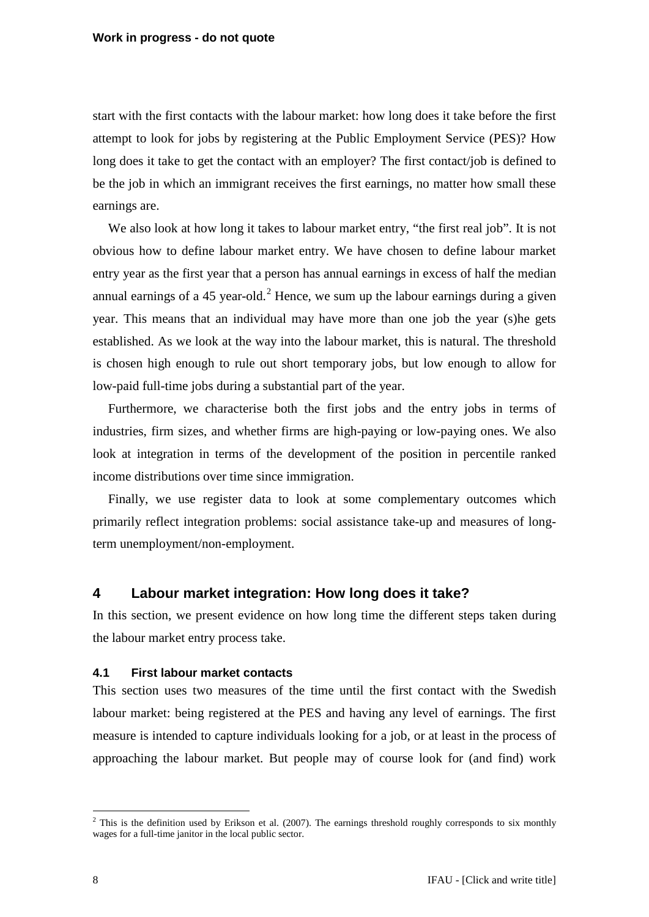start with the first contacts with the labour market: how long does it take before the first attempt to look for jobs by registering at the Public Employment Service (PES)? How long does it take to get the contact with an employer? The first contact/job is defined to be the job in which an immigrant receives the first earnings, no matter how small these earnings are.

We also look at how long it takes to labour market entry, "the first real job". It is not obvious how to define labour market entry. We have chosen to define labour market entry year as the first year that a person has annual earnings in excess of half the median annual earnings of a 45 year-old.[2] Hence, we sum up the labour earnings during a given year. This means that an individual may have more than one job the year (s)he gets established. As we look at the way into the labour market, this is natural. The threshold is chosen high enough to rule out short temporary jobs, but low enough to allow for low-paid full-time jobs during a substantial part of the year.

Furthermore, we characterise both the first jobs and the entry jobs in terms of industries, firm sizes, and whether firms are high-paying or low-paying ones. We also look at integration in terms of the development of the position in percentile ranked income distributions over time since immigration.

Finally, we use register data to look at some complementary outcomes which primarily reflect integration problems: social assistance take-up and measures of long-term unemployment/non-employment.

## 4 Labour market integration: How long does it take?

In this section, we present evidence on how long time the different steps taken during the labour market entry process take.

### 4.1 First labour market contacts

This section uses two measures of the time until the first contact with the Swedish labour market: being registered at the PES and having any level of earnings. The first measure is intended to capture individuals looking for a job, or at least in the process of approaching the labour market. But people may of course look for (and find) work

[2] This is the definition used by Erikson et al. (2007). The earnings threshold roughly corresponds to six monthly wages for a full-time janitor in the local public sector.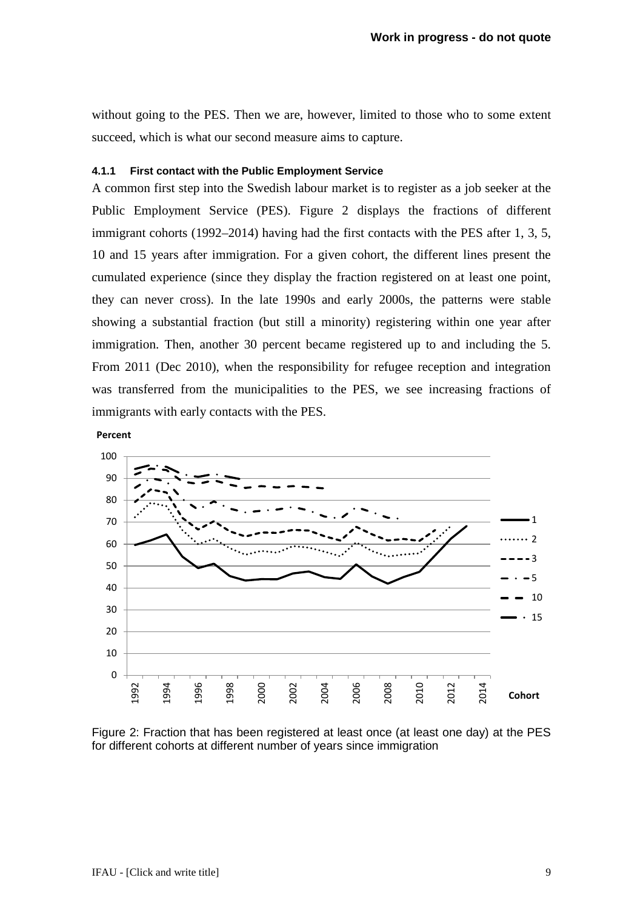without going to the PES. Then we are, however, limited to those who to some extent succeed, which is what our second measure aims to capture.

#### 4.1.1 First contact with the Public Employment Service

A common first step into the Swedish labour market is to register as a job seeker at the Public Employment Service (PES). Figure 2 displays the fractions of different immigrant cohorts (1992–2014) having had the first contacts with the PES after 1, 3, 5, 10 and 15 years after immigration. For a given cohort, the different lines present the cumulated experience (since they display the fraction registered on at least one point, they can never cross). In the late 1990s and early 2000s, the patterns were stable showing a substantial fraction (but still a minority) registering within one year after immigration. Then, another 30 percent became registered up to and including the 5. From 2011 (Dec 2010), when the responsibility for refugee reception and integration was transferred from the municipalities to the PES, we see increasing fractions of immigrants with early contacts with the PES.

Figure 2: Fraction that has been registered at least once (at least one day) at the PES for different cohorts at different number of years since immigration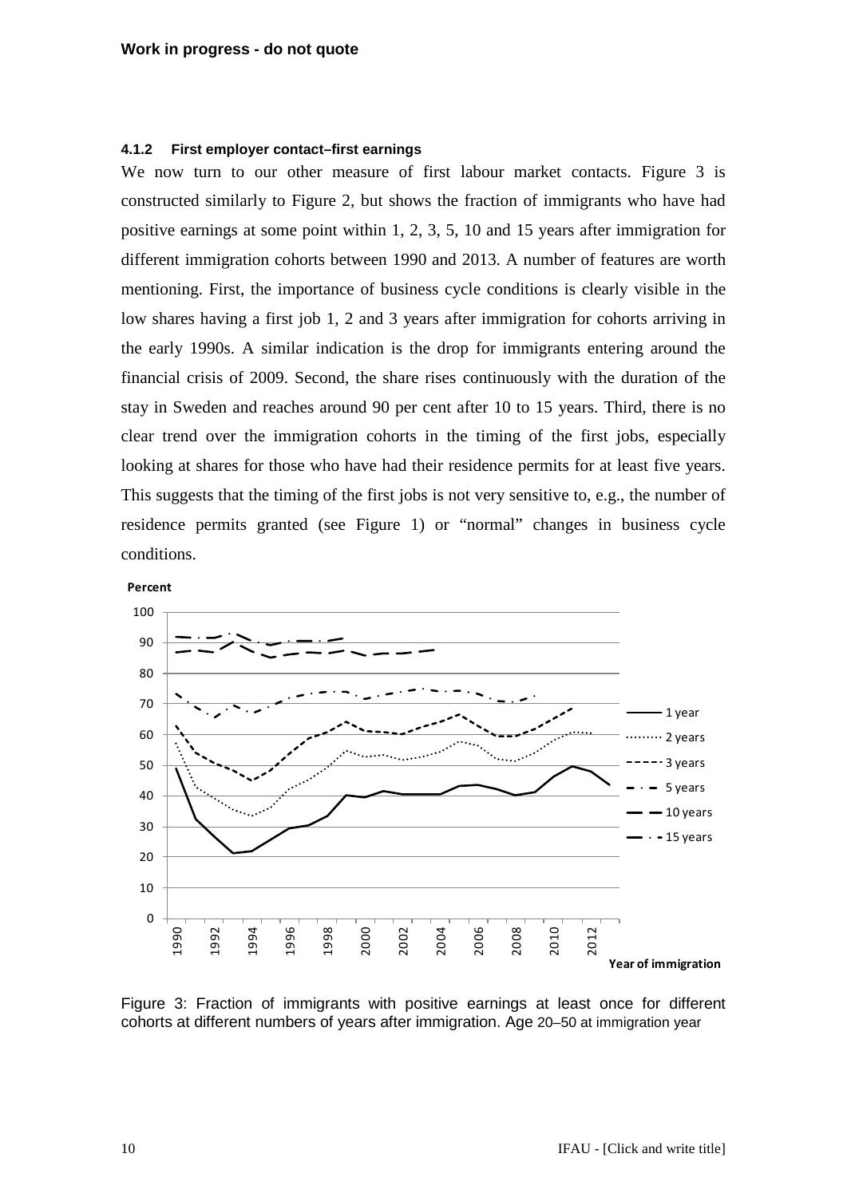#### 4.1.2 First employer contact–first earnings

We now turn to our other measure of first labour market contacts. Figure 3 is constructed similarly to Figure 2, but shows the fraction of immigrants who have had positive earnings at some point within 1, 2, 3, 5, 10 and 15 years after immigration for different immigration cohorts between 1990 and 2013. A number of features are worth mentioning. First, the importance of business cycle conditions is clearly visible in the low shares having a first job 1, 2 and 3 years after immigration for cohorts arriving in the early 1990s. A similar indication is the drop for immigrants entering around the financial crisis of 2009. Second, the share rises continuously with the duration of the stay in Sweden and reaches around 90 per cent after 10 to 15 years. Third, there is no clear trend over the immigration cohorts in the timing of the first jobs, especially looking at shares for those who have had their residence permits for at least five years. This suggests that the timing of the first jobs is not very sensitive to, e.g., the number of residence permits granted (see Figure 1) or "normal" changes in business cycle conditions.

Figure 3: Fraction of immigrants with positive earnings at least once for different cohorts at different numbers of years after immigration. Age 20–50 at immigration year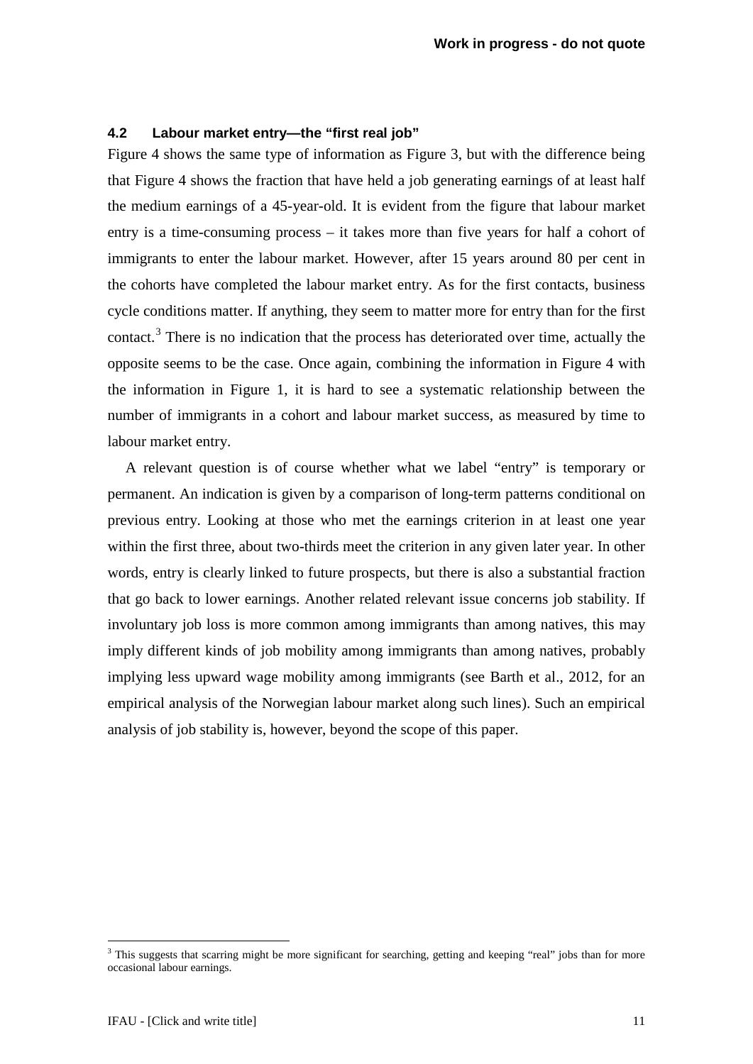### 4.2 Labour market entry—the "first real job"

Figure 4 shows the same type of information as Figure 3, but with the difference being that Figure 4 shows the fraction that have held a job generating earnings of at least half the medium earnings of a 45-year-old. It is evident from the figure that labour market entry is a time-consuming process – it takes more than five years for half a cohort of immigrants to enter the labour market. However, after 15 years around 80 per cent in the cohorts have completed the labour market entry. As for the first contacts, business cycle conditions matter. If anything, they seem to matter more for entry than for the first contact.[3] There is no indication that the process has deteriorated over time, actually the opposite seems to be the case. Once again, combining the information in Figure 4 with the information in Figure 1, it is hard to see a systematic relationship between the number of immigrants in a cohort and labour market success, as measured by time to labour market entry.

A relevant question is of course whether what we label "entry" is temporary or permanent. An indication is given by a comparison of long-term patterns conditional on previous entry. Looking at those who met the earnings criterion in at least one year within the first three, about two-thirds meet the criterion in any given later year. In other words, entry is clearly linked to future prospects, but there is also a substantial fraction that go back to lower earnings. Another related relevant issue concerns job stability. If involuntary job loss is more common among immigrants than among natives, this may imply different kinds of job mobility among immigrants than among natives, probably implying less upward wage mobility among immigrants (see Barth et al., 2012, for an empirical analysis of the Norwegian labour market along such lines). Such an empirical analysis of job stability is, however, beyond the scope of this paper.

[3] This suggests that scarring might be more significant for searching, getting and keeping "real" jobs than for more occasional labour earnings.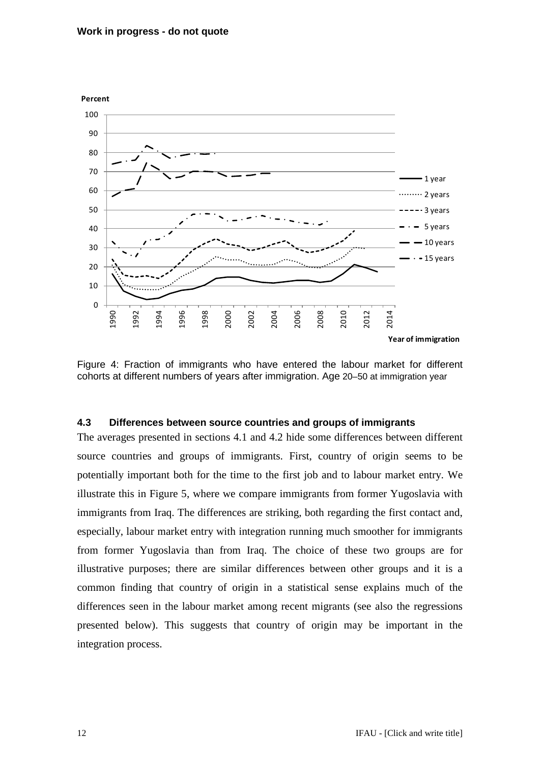Work in progress - do not quote

Figure 4: Fraction of immigrants who have entered the labour market for different cohorts at different numbers of years after immigration. Age 20–50 at immigration year

### 4.3 Differences between source countries and groups of immigrants

The averages presented in sections 4.1 and 4.2 hide some differences between different source countries and groups of immigrants. First, country of origin seems to be potentially important both for the time to the first job and to labour market entry. We illustrate this in Figure 5, where we compare immigrants from former Yugoslavia with immigrants from Iraq. The differences are striking, both regarding the first contact and, especially, labour market entry with integration running much smoother for immigrants from former Yugoslavia than from Iraq. The choice of these two groups are for illustrative purposes; there are similar differences between other groups and it is a common finding that country of origin in a statistical sense explains much of the differences seen in the labour market among recent migrants (see also the regressions presented below). This suggests that country of origin may be important in the integration process.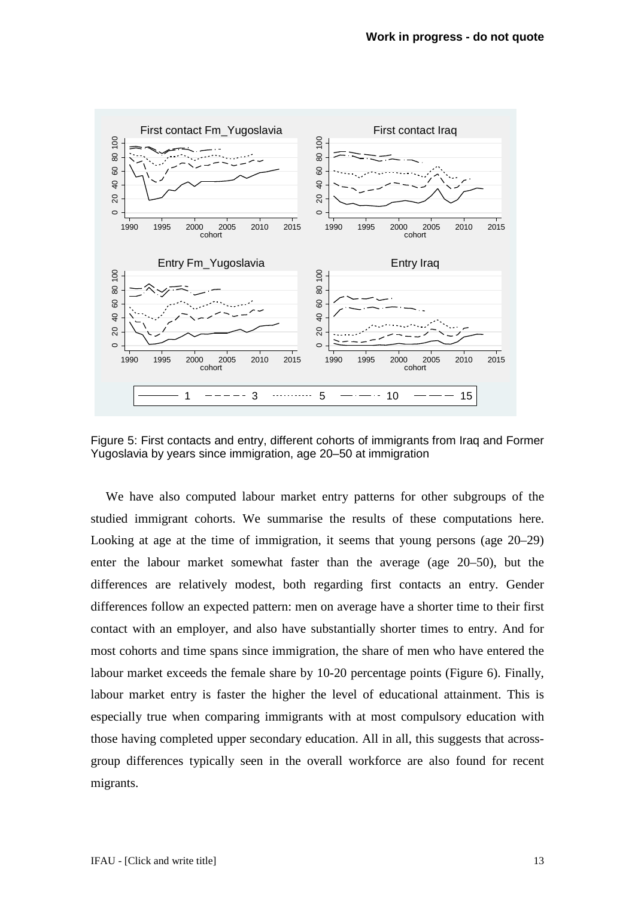Figure 5: First contacts and entry, different cohorts of immigrants from Iraq and Former Yugoslavia by years since immigration, age 20–50 at immigration

We have also computed labour market entry patterns for other subgroups of the studied immigrant cohorts. We summarise the results of these computations here. Looking at age at the time of immigration, it seems that young persons (age 20–29) enter the labour market somewhat faster than the average (age 20–50), but the differences are relatively modest, both regarding first contacts an entry. Gender differences follow an expected pattern: men on average have a shorter time to their first contact with an employer, and also have substantially shorter times to entry. And for most cohorts and time spans since immigration, the share of men who have entered the labour market exceeds the female share by 10-20 percentage points (Figure 6). Finally, labour market entry is faster the higher the level of educational attainment. This is especially true when comparing immigrants with at most compulsory education with those having completed upper secondary education. All in all, this suggests that across-group differences typically seen in the overall workforce are also found for recent migrants.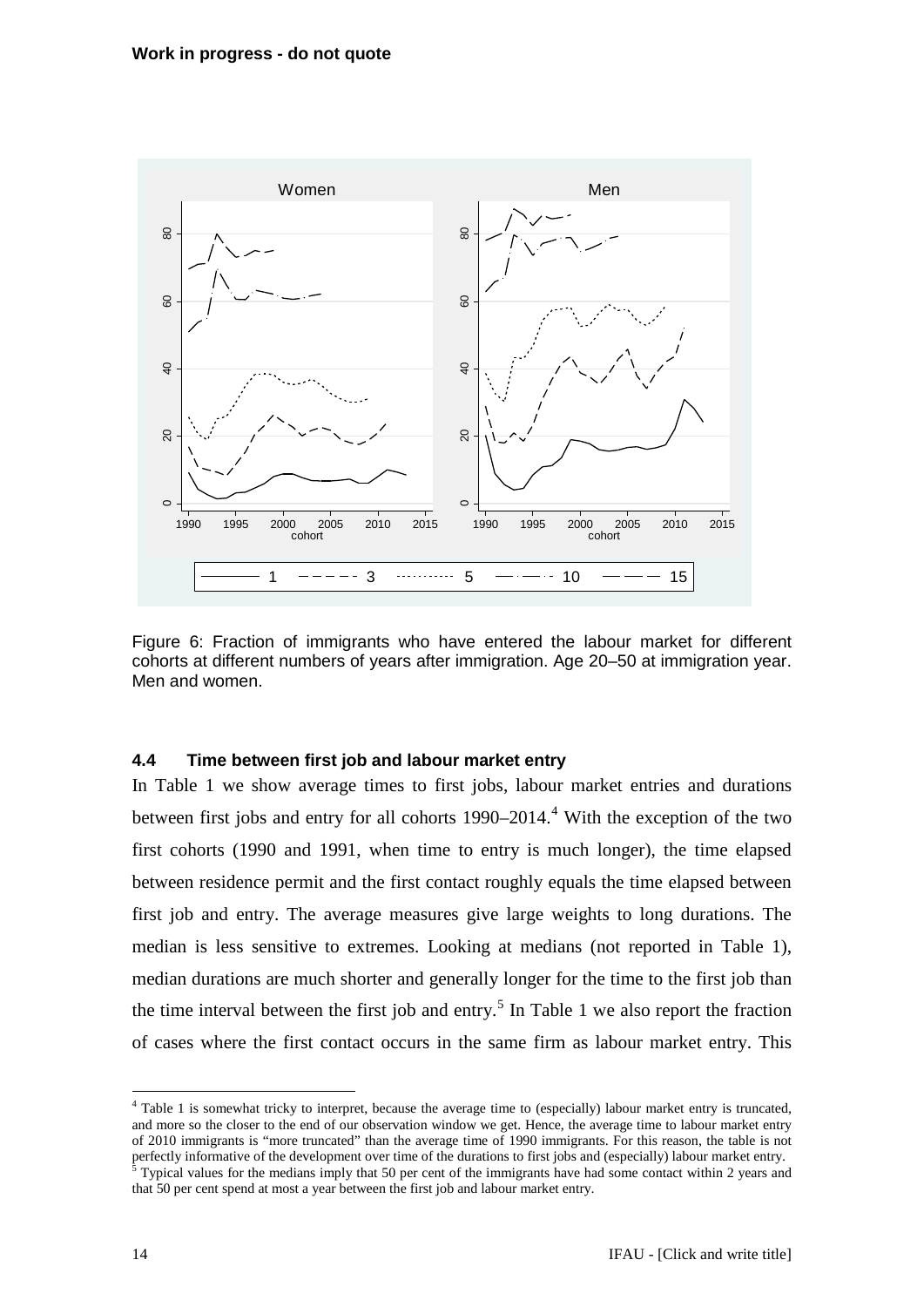Figure 6: Fraction of immigrants who have entered the labour market for different cohorts at different numbers of years after immigration. Age 20–50 at immigration year. Men and women.

### 4.4 Time between first job and labour market entry

In Table 1 we show average times to first jobs, labour market entries and durations between first jobs and entry for all cohorts 1990–2014.[4] With the exception of the two first cohorts (1990 and 1991, when time to entry is much longer), the time elapsed between residence permit and the first contact roughly equals the time elapsed between first job and entry. The average measures give large weights to long durations. The median is less sensitive to extremes. Looking at medians (not reported in Table 1), median durations are much shorter and generally longer for the time to the first job than the time interval between the first job and entry.[5] In Table 1 we also report the fraction of cases where the first contact occurs in the same firm as labour market entry. This

[4] Table 1 is somewhat tricky to interpret, because the average time to (especially) labour market entry is truncated, and more so the closer to the end of our observation window we get. Hence, the average time to labour market entry of 2010 immigrants is "more truncated" than the average time of 1990 immigrants. For this reason, the table is not perfectly informative of the development over time of the durations to first jobs and (especially) labour market entry.

[5] Typical values for the medians imply that 50 per cent of the immigrants have had some contact within 2 years and that 50 per cent spend at most a year between the first job and labour market entry.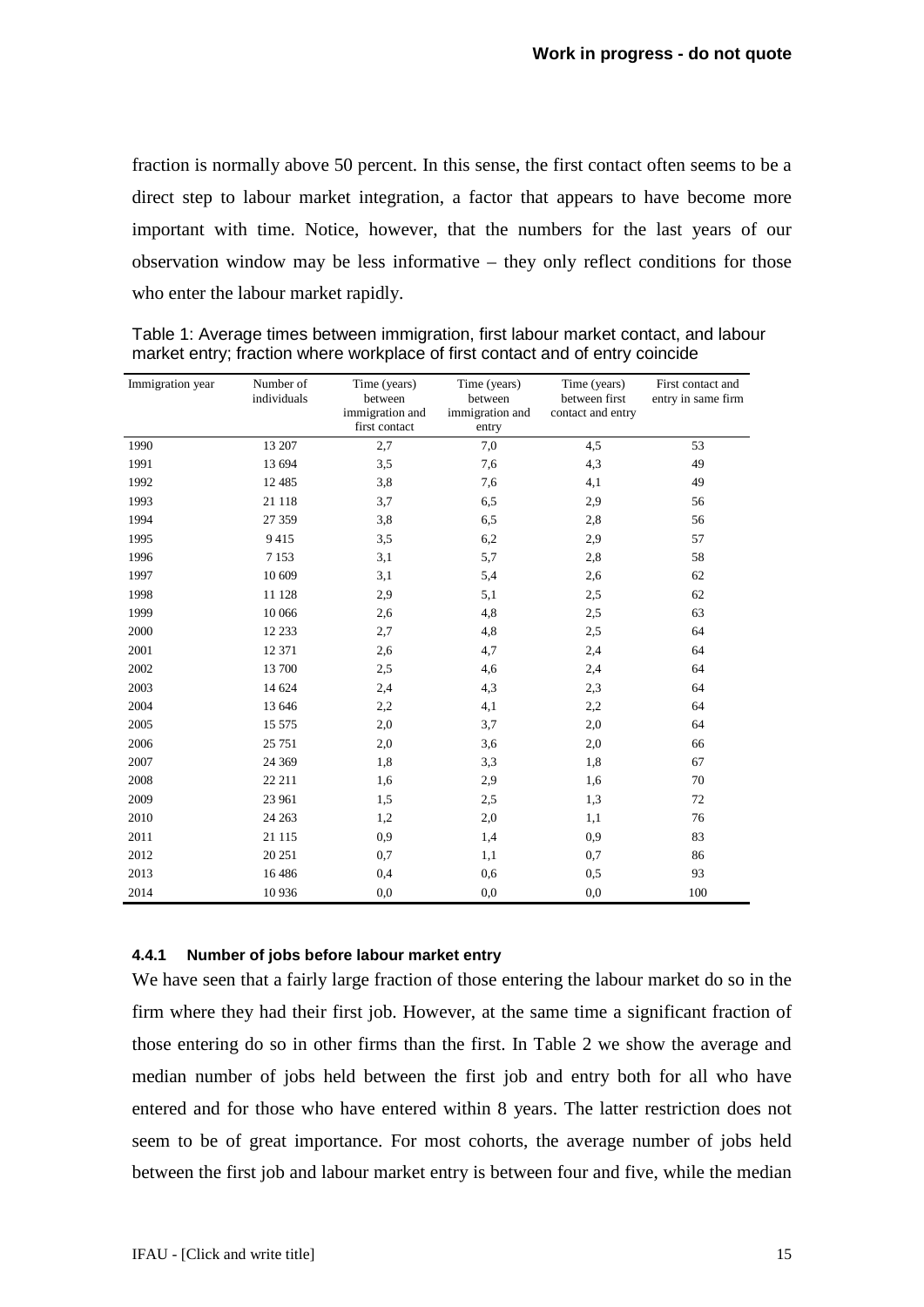fraction is normally above 50 percent. In this sense, the first contact often seems to be a direct step to labour market integration, a factor that appears to have become more important with time. Notice, however, that the numbers for the last years of our observation window may be less informative – they only reflect conditions for those who enter the labour market rapidly.

Table 1: Average times between immigration, first labour market contact, and labour market entry; fraction where workplace of first contact and of entry coincide

| Immigration year | Number of individuals | Time (years) between immigration and first contact | Time (years) between immigration and entry | Time (years) between first contact and entry | First contact and entry in same firm |
|---|---|---|---|---|---|
| 1990 | 13 207 | 2,7 | 7,0 | 4,5 | 53 |
| 1991 | 13 694 | 3,5 | 7,6 | 4,3 | 49 |
| 1992 | 12 485 | 3,8 | 7,6 | 4,1 | 49 |
| 1993 | 21 118 | 3,7 | 6,5 | 2,9 | 56 |
| 1994 | 27 359 | 3,8 | 6,5 | 2,8 | 56 |
| 1995 | 9 415 | 3,5 | 6,2 | 2,9 | 57 |
| 1996 | 7 153 | 3,1 | 5,7 | 2,8 | 58 |
| 1997 | 10 609 | 3,1 | 5,4 | 2,6 | 62 |
| 1998 | 11 128 | 2,9 | 5,1 | 2,5 | 62 |
| 1999 | 10 066 | 2,6 | 4,8 | 2,5 | 63 |
| 2000 | 12 233 | 2,7 | 4,8 | 2,5 | 64 |
| 2001 | 12 371 | 2,6 | 4,7 | 2,4 | 64 |
| 2002 | 13 700 | 2,5 | 4,6 | 2,4 | 64 |
| 2003 | 14 624 | 2,4 | 4,3 | 2,3 | 64 |
| 2004 | 13 646 | 2,2 | 4,1 | 2,2 | 64 |
| 2005 | 15 575 | 2,0 | 3,7 | 2,0 | 64 |
| 2006 | 25 751 | 2,0 | 3,6 | 2,0 | 66 |
| 2007 | 24 369 | 1,8 | 3,3 | 1,8 | 67 |
| 2008 | 22 211 | 1,6 | 2,9 | 1,6 | 70 |
| 2009 | 23 961 | 1,5 | 2,5 | 1,3 | 72 |
| 2010 | 24 263 | 1,2 | 2,0 | 1,1 | 76 |
| 2011 | 21 115 | 0,9 | 1,4 | 0,9 | 83 |
| 2012 | 20 251 | 0,7 | 1,1 | 0,7 | 86 |
| 2013 | 16 486 | 0,4 | 0,6 | 0,5 | 93 |
| 2014 | 10 936 | 0,0 | 0,0 | 0,0 | 100 |

#### 4.4.1 Number of jobs before labour market entry

We have seen that a fairly large fraction of those entering the labour market do so in the firm where they had their first job. However, at the same time a significant fraction of those entering do so in other firms than the first. In Table 2 we show the average and median number of jobs held between the first job and entry both for all who have entered and for those who have entered within 8 years. The latter restriction does not seem to be of great importance. For most cohorts, the average number of jobs held between the first job and labour market entry is between four and five, while the median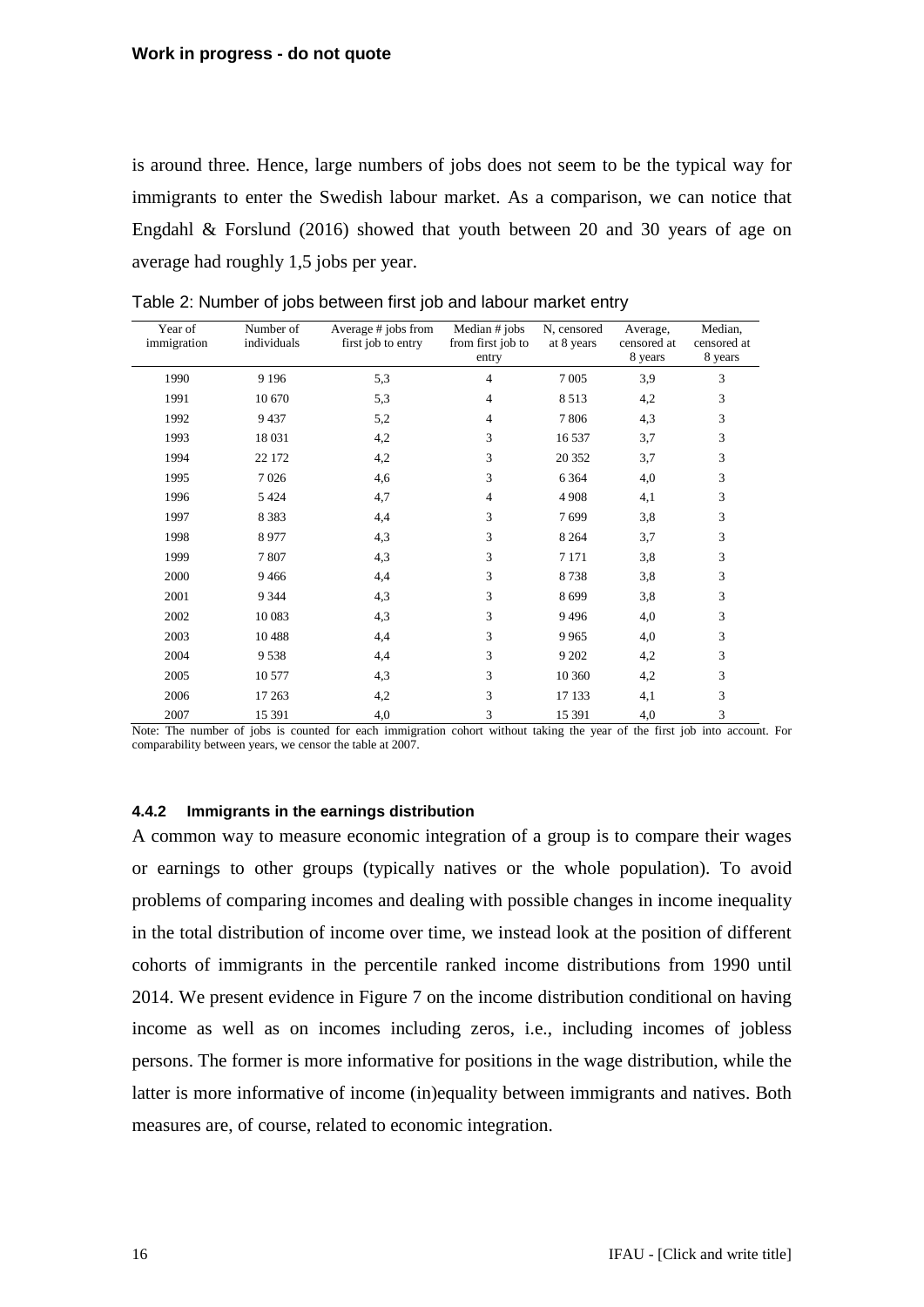is around three. Hence, large numbers of jobs does not seem to be the typical way for immigrants to enter the Swedish labour market. As a comparison, we can notice that Engdahl & Forslund (2016) showed that youth between 20 and 30 years of age on average had roughly 1,5 jobs per year.

Table 2: Number of jobs between first job and labour market entry

| Year of immigration | Number of individuals | Average # jobs from first job to entry | Median # jobs from first job to entry | N, censored at 8 years | Average, censored at 8 years | Median, censored at 8 years |
|---|---|---|---|---|---|---|
| 1990 | 9 196 | 5,3 | 4 | 7 005 | 3,9 | 3 |
| 1991 | 10 670 | 5,3 | 4 | 8 513 | 4,2 | 3 |
| 1992 | 9 437 | 5,2 | 4 | 7 806 | 4,3 | 3 |
| 1993 | 18 031 | 4,2 | 3 | 16 537 | 3,7 | 3 |
| 1994 | 22 172 | 4,2 | 3 | 20 352 | 3,7 | 3 |
| 1995 | 7 026 | 4,6 | 3 | 6 364 | 4,0 | 3 |
| 1996 | 5 424 | 4,7 | 4 | 4 908 | 4,1 | 3 |
| 1997 | 8 383 | 4,4 | 3 | 7 699 | 3,8 | 3 |
| 1998 | 8 977 | 4,3 | 3 | 8 264 | 3,7 | 3 |
| 1999 | 7 807 | 4,3 | 3 | 7 171 | 3,8 | 3 |
| 2000 | 9 466 | 4,4 | 3 | 8 738 | 3,8 | 3 |
| 2001 | 9 344 | 4,3 | 3 | 8 699 | 3,8 | 3 |
| 2002 | 10 083 | 4,3 | 3 | 9 496 | 4,0 | 3 |
| 2003 | 10 488 | 4,4 | 3 | 9 965 | 4,0 | 3 |
| 2004 | 9 538 | 4,4 | 3 | 9 202 | 4,2 | 3 |
| 2005 | 10 577 | 4,3 | 3 | 10 360 | 4,2 | 3 |
| 2006 | 17 263 | 4,2 | 3 | 17 133 | 4,1 | 3 |
| 2007 | 15 391 | 4,0 | 3 | 15 391 | 4,0 | 3 |

Note: The number of jobs is counted for each immigration cohort without taking the year of the first job into account. For comparability between years, we censor the table at 2007.

#### 4.4.2 Immigrants in the earnings distribution

A common way to measure economic integration of a group is to compare their wages or earnings to other groups (typically natives or the whole population). To avoid problems of comparing incomes and dealing with possible changes in income inequality in the total distribution of income over time, we instead look at the position of different cohorts of immigrants in the percentile ranked income distributions from 1990 until 2014. We present evidence in Figure 7 on the income distribution conditional on having income as well as on incomes including zeros, i.e., including incomes of jobless persons. The former is more informative for positions in the wage distribution, while the latter is more informative of income (in)equality between immigrants and natives. Both measures are, of course, related to economic integration.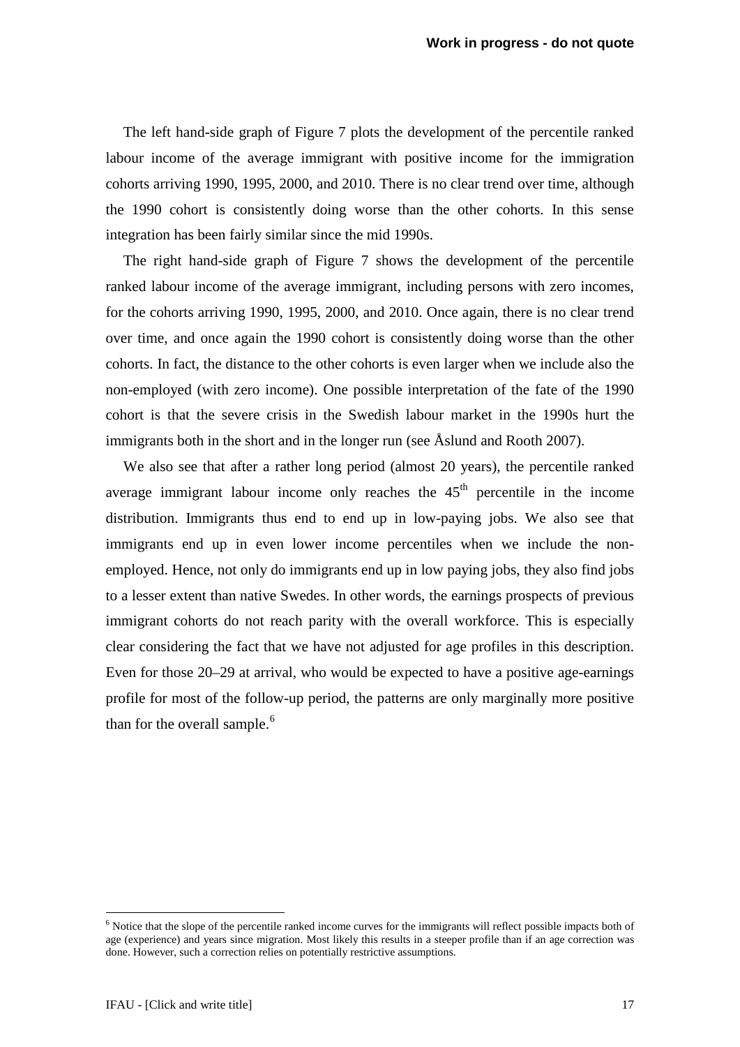The left hand-side graph of Figure 7 plots the development of the percentile ranked labour income of the average immigrant with positive income for the immigration cohorts arriving 1990, 1995, 2000, and 2010. There is no clear trend over time, although the 1990 cohort is consistently doing worse than the other cohorts. In this sense integration has been fairly similar since the mid 1990s.

The right hand-side graph of Figure 7 shows the development of the percentile ranked labour income of the average immigrant, including persons with zero incomes, for the cohorts arriving 1990, 1995, 2000, and 2010. Once again, there is no clear trend over time, and once again the 1990 cohort is consistently doing worse than the other cohorts. In fact, the distance to the other cohorts is even larger when we include also the non-employed (with zero income). One possible interpretation of the fate of the 1990 cohort is that the severe crisis in the Swedish labour market in the 1990s hurt the immigrants both in the short and in the longer run (see Åslund and Rooth 2007).

We also see that after a rather long period (almost 20 years), the percentile ranked average immigrant labour income only reaches the 45th percentile in the income distribution. Immigrants thus end to end up in low-paying jobs. We also see that immigrants end up in even lower income percentiles when we include the non-employed. Hence, not only do immigrants end up in low paying jobs, they also find jobs to a lesser extent than native Swedes. In other words, the earnings prospects of previous immigrant cohorts do not reach parity with the overall workforce. This is especially clear considering the fact that we have not adjusted for age profiles in this description. Even for those 20–29 at arrival, who would be expected to have a positive age-earnings profile for most of the follow-up period, the patterns are only marginally more positive than for the overall sample.[6]

[6] Notice that the slope of the percentile ranked income curves for the immigrants will reflect possible impacts both of age (experience) and years since migration. Most likely this results in a steeper profile than if an age correction was done. However, such a correction relies on potentially restrictive assumptions.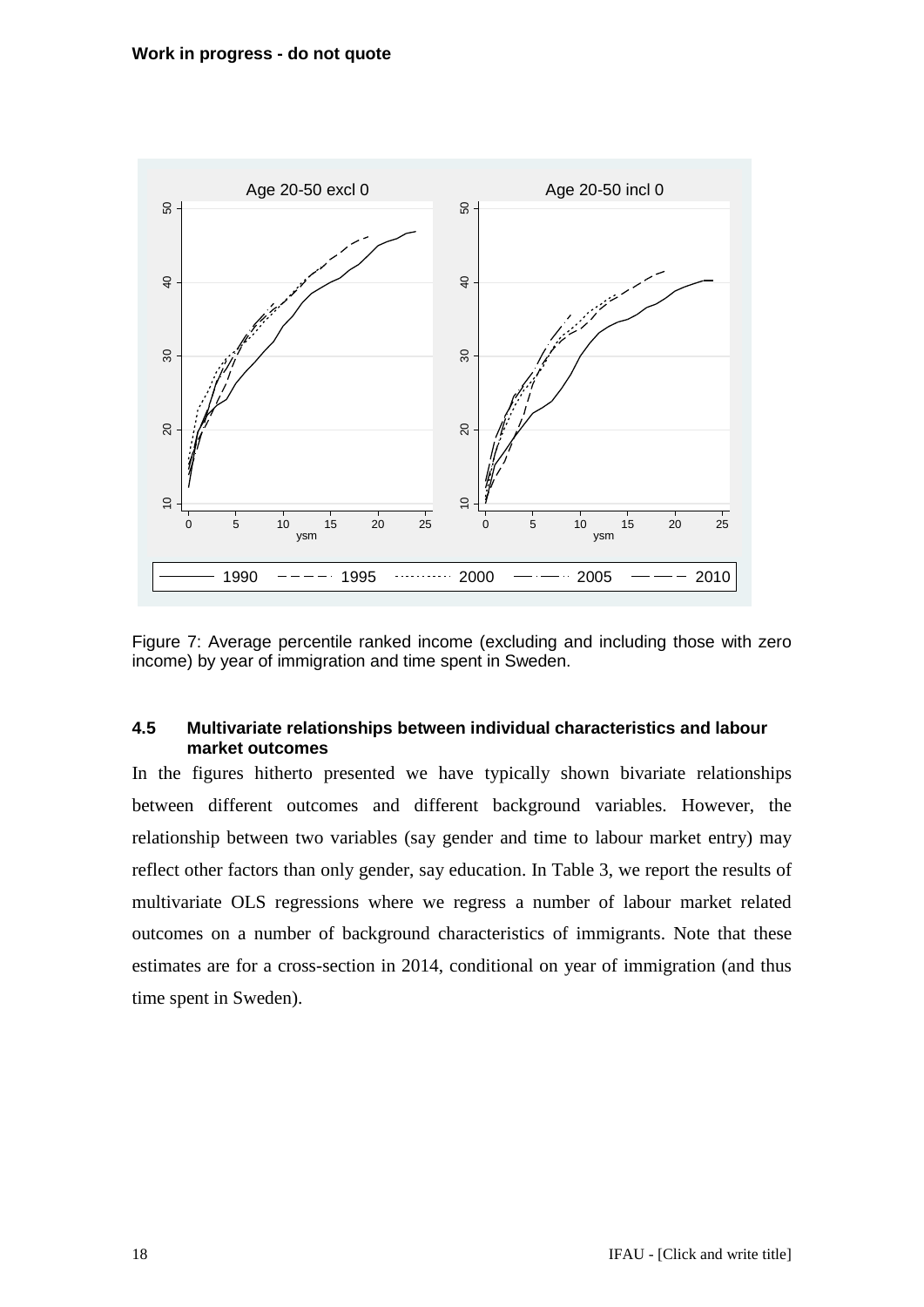**Work in progress - do not quote**

Figure 7: Average percentile ranked income (excluding and including those with zero income) by year of immigration and time spent in Sweden.

#### 4.5 Multivariate relationships between individual characteristics and labour market outcomes

In the figures hitherto presented we have typically shown bivariate relationships between different outcomes and different background variables. However, the relationship between two variables (say gender and time to labour market entry) may reflect other factors than only gender, say education. In Table 3, we report the results of multivariate OLS regressions where we regress a number of labour market related outcomes on a number of background characteristics of immigrants. Note that these estimates are for a cross-section in 2014, conditional on year of immigration (and thus time spent in Sweden).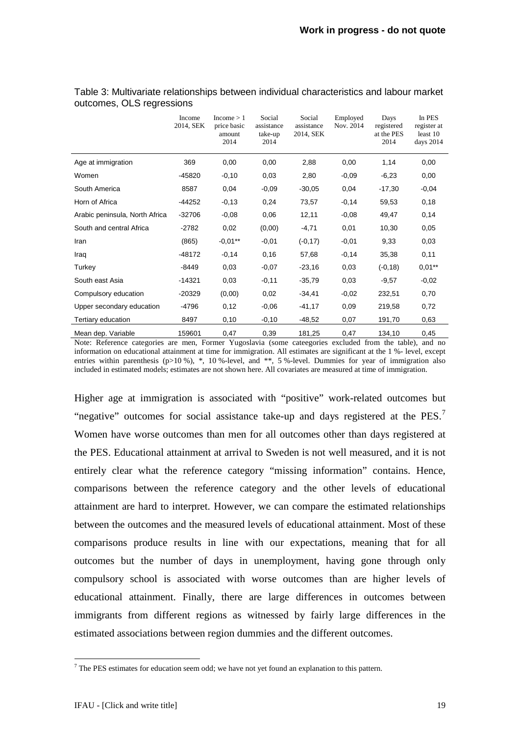Table 3: Multivariate relationships between individual characteristics and labour market outcomes, OLS regressions

| | Income 2014, SEK | Income > 1 price basic amount 2014 | Social assistance take-up 2014 | Social assistance 2014, SEK | Employed Nov. 2014 | Days registered at the PES 2014 | In PES register at least 10 days 2014 |
|---|---|---|---|---|---|---|---|
| Age at immigration | 369 | 0,00 | 0,00 | 2,88 | 0,00 | 1,14 | 0,00 |
| Women | -45820 | -0,10 | 0,03 | 2,80 | -0,09 | -6,23 | 0,00 |
| South America | 8587 | 0,04 | -0,09 | -30,05 | 0,04 | -17,30 | -0,04 |
| Horn of Africa | -44252 | -0,13 | 0,24 | 73,57 | -0,14 | 59,53 | 0,18 |
| Arabic peninsula, North Africa | -32706 | -0,08 | 0,06 | 12,11 | -0,08 | 49,47 | 0,14 |
| South and central Africa | -2782 | 0,02 | (0,00) | -4,71 | 0,01 | 10,30 | 0,05 |
| Iran | (865) | -0,01** | -0,01 | (-0,17) | -0,01 | 9,33 | 0,03 |
| Iraq | -48172 | -0,14 | 0,16 | 57,68 | -0,14 | 35,38 | 0,11 |
| Turkey | -8449 | 0,03 | -0,07 | -23,16 | 0,03 | (-0,18) | 0,01** |
| South east Asia | -14321 | 0,03 | -0,11 | -35,79 | 0,03 | -9,57 | -0,02 |
| Compulsory education | -20329 | (0,00) | 0,02 | -34,41 | -0,02 | 232,51 | 0,70 |
| Upper secondary education | -4796 | 0,12 | -0,06 | -41,17 | 0,09 | 219,58 | 0,72 |
| Tertiary education | 8497 | 0,10 | -0,10 | -48,52 | 0,07 | 191,70 | 0,63 |
| Mean dep. Variable | 159601 | 0,47 | 0,39 | 181,25 | 0,47 | 134,10 | 0,45 |

Note: Reference categories are men, Former Yugoslavia (some cateegories excluded from the table), and no information on educational attainment at time for immigration. All estimates are significant at the 1 %- level, except entries within parenthesis (p>10 %), *, 10 %-level, and **, 5 %-level. Dummies for year of immigration also included in estimated models; estimates are not shown here. All covariates are measured at time of immigration.

Higher age at immigration is associated with "positive" work-related outcomes but "negative" outcomes for social assistance take-up and days registered at the PES.[7] Women have worse outcomes than men for all outcomes other than days registered at the PES. Educational attainment at arrival to Sweden is not well measured, and it is not entirely clear what the reference category "missing information" contains. Hence, comparisons between the reference category and the other levels of educational attainment are hard to interpret. However, we can compare the estimated relationships between the outcomes and the measured levels of educational attainment. Most of these comparisons produce results in line with our expectations, meaning that for all outcomes but the number of days in unemployment, having gone through only compulsory school is associated with worse outcomes than are higher levels of educational attainment. Finally, there are large differences in outcomes between immigrants from different regions as witnessed by fairly large differences in the estimated associations between region dummies and the different outcomes.

[7] The PES estimates for education seem odd; we have not yet found an explanation to this pattern.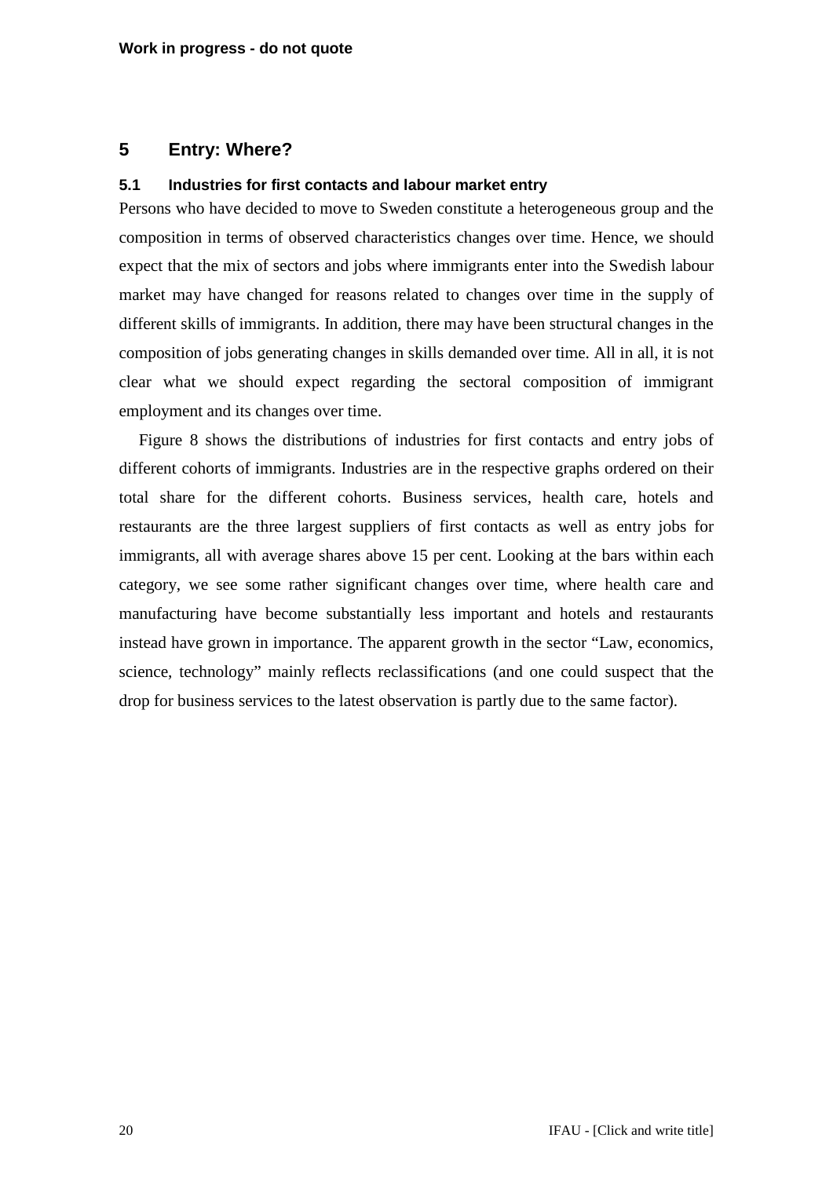## 5 Entry: Where?

### 5.1 Industries for first contacts and labour market entry

Persons who have decided to move to Sweden constitute a heterogeneous group and the composition in terms of observed characteristics changes over time. Hence, we should expect that the mix of sectors and jobs where immigrants enter into the Swedish labour market may have changed for reasons related to changes over time in the supply of different skills of immigrants. In addition, there may have been structural changes in the composition of jobs generating changes in skills demanded over time. All in all, it is not clear what we should expect regarding the sectoral composition of immigrant employment and its changes over time.

Figure 8 shows the distributions of industries for first contacts and entry jobs of different cohorts of immigrants. Industries are in the respective graphs ordered on their total share for the different cohorts. Business services, health care, hotels and restaurants are the three largest suppliers of first contacts as well as entry jobs for immigrants, all with average shares above 15 per cent. Looking at the bars within each category, we see some rather significant changes over time, where health care and manufacturing have become substantially less important and hotels and restaurants instead have grown in importance. The apparent growth in the sector "Law, economics, science, technology" mainly reflects reclassifications (and one could suspect that the drop for business services to the latest observation is partly due to the same factor).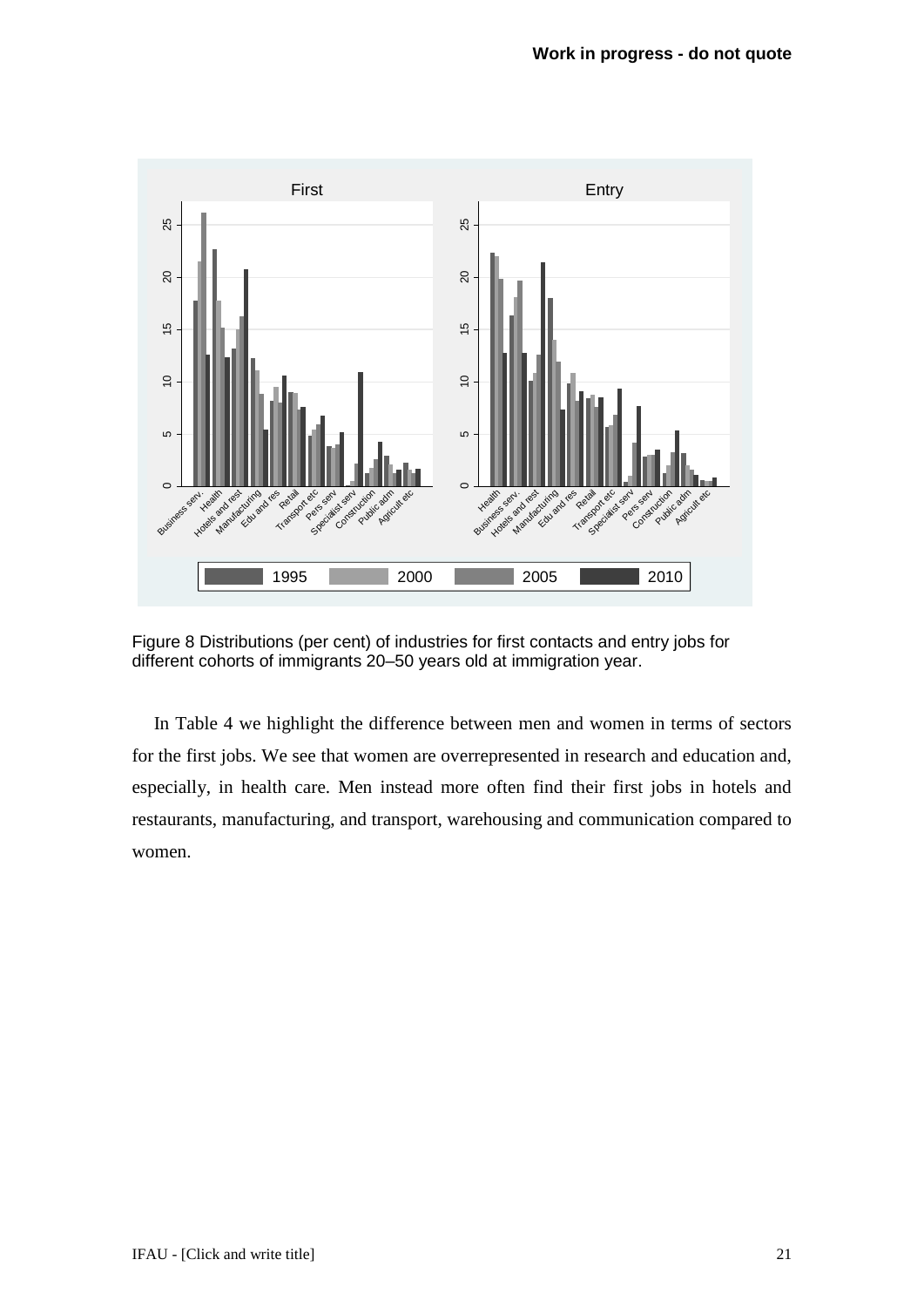Figure 8 Distributions (per cent) of industries for first contacts and entry jobs for different cohorts of immigrants 20–50 years old at immigration year.

In Table 4 we highlight the difference between men and women in terms of sectors for the first jobs. We see that women are overrepresented in research and education and, especially, in health care. Men instead more often find their first jobs in hotels and restaurants, manufacturing, and transport, warehousing and communication compared to women.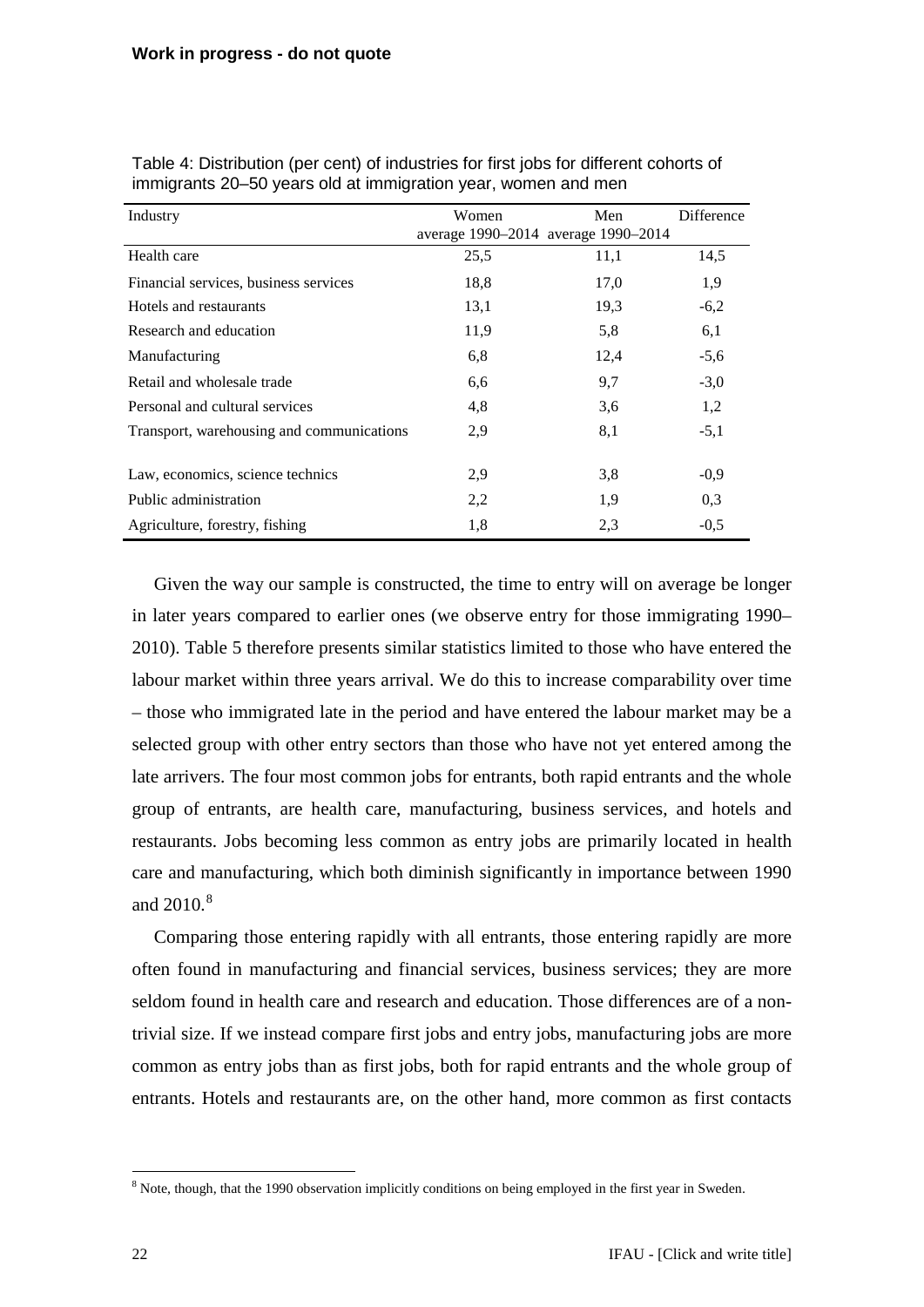Table 4: Distribution (per cent) of industries for first jobs for different cohorts of immigrants 20–50 years old at immigration year, women and men

| Industry | Women average 1990–2014 | Men average 1990–2014 | Difference |
|---|---|---|---|
| Health care | 25,5 | 11,1 | 14,5 |
| Financial services, business services | 18,8 | 17,0 | 1,9 |
| Hotels and restaurants | 13,1 | 19,3 | -6,2 |
| Research and education | 11,9 | 5,8 | 6,1 |
| Manufacturing | 6,8 | 12,4 | -5,6 |
| Retail and wholesale trade | 6,6 | 9,7 | -3,0 |
| Personal and cultural services | 4,8 | 3,6 | 1,2 |
| Transport, warehousing and communications | 2,9 | 8,1 | -5,1 |
| Law, economics, science technics | 2,9 | 3,8 | -0,9 |
| Public administration | 2,2 | 1,9 | 0,3 |
| Agriculture, forestry, fishing | 1,8 | 2,3 | -0,5 |

Given the way our sample is constructed, the time to entry will on average be longer in later years compared to earlier ones (we observe entry for those immigrating 1990–2010). Table 5 therefore presents similar statistics limited to those who have entered the labour market within three years arrival. We do this to increase comparability over time – those who immigrated late in the period and have entered the labour market may be a selected group with other entry sectors than those who have not yet entered among the late arrivers. The four most common jobs for entrants, both rapid entrants and the whole group of entrants, are health care, manufacturing, business services, and hotels and restaurants. Jobs becoming less common as entry jobs are primarily located in health care and manufacturing, which both diminish significantly in importance between 1990 and 2010.[8]

Comparing those entering rapidly with all entrants, those entering rapidly are more often found in manufacturing and financial services, business services; they are more seldom found in health care and research and education. Those differences are of a non-trivial size. If we instead compare first jobs and entry jobs, manufacturing jobs are more common as entry jobs than as first jobs, both for rapid entrants and the whole group of entrants. Hotels and restaurants are, on the other hand, more common as first contacts

[8] Note, though, that the 1990 observation implicitly conditions on being employed in the first year in Sweden.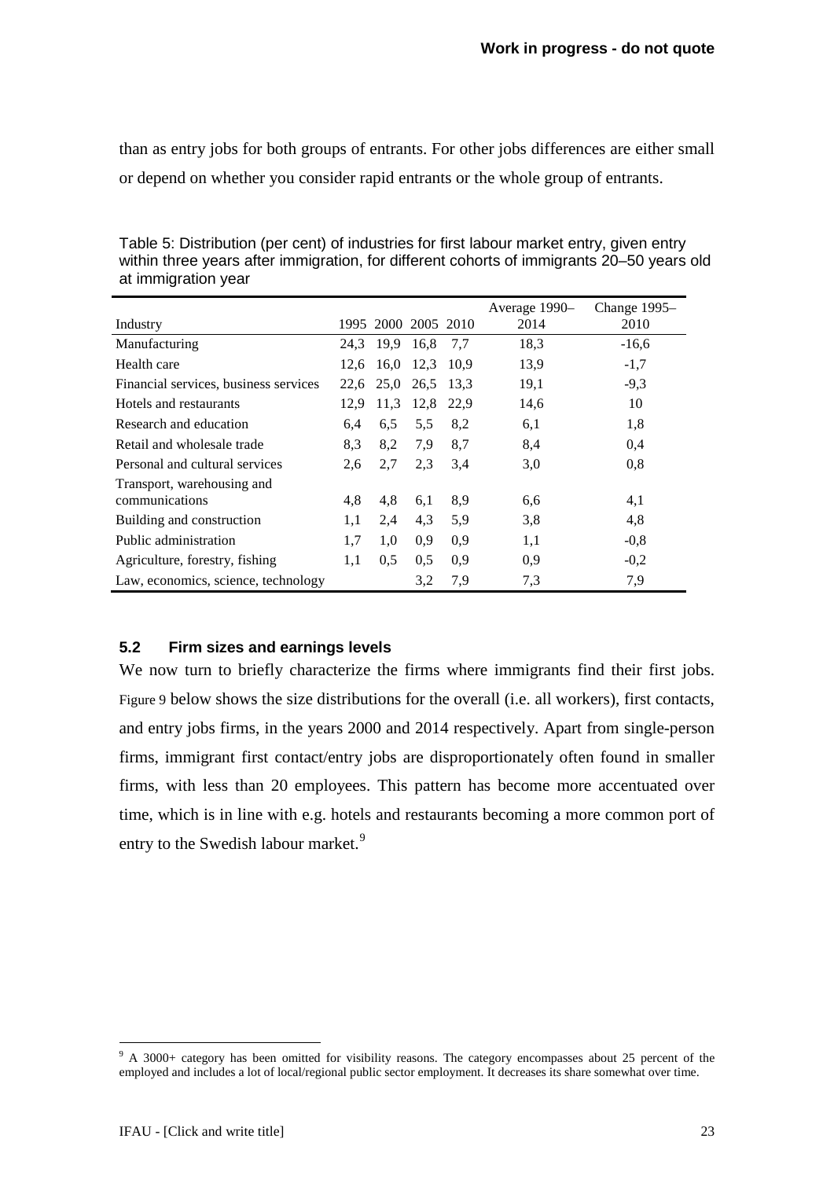than as entry jobs for both groups of entrants. For other jobs differences are either small or depend on whether you consider rapid entrants or the whole group of entrants.

Table 5: Distribution (per cent) of industries for first labour market entry, given entry within three years after immigration, for different cohorts of immigrants 20–50 years old at immigration year

| Industry | 1995 | 2000 | 2005 | 2010 | Average 1990–2014 | Change 1995–2010 |
|---|---|---|---|---|---|---|
| Manufacturing | 24,3 | 19,9 | 16,8 | 7,7 | 18,3 | -16,6 |
| Health care | 12,6 | 16,0 | 12,3 | 10,9 | 13,9 | -1,7 |
| Financial services, business services | 22,6 | 25,0 | 26,5 | 13,3 | 19,1 | -9,3 |
| Hotels and restaurants | 12,9 | 11,3 | 12,8 | 22,9 | 14,6 | 10 |
| Research and education | 6,4 | 6,5 | 5,5 | 8,2 | 6,1 | 1,8 |
| Retail and wholesale trade | 8,3 | 8,2 | 7,9 | 8,7 | 8,4 | 0,4 |
| Personal and cultural services | 2,6 | 2,7 | 2,3 | 3,4 | 3,0 | 0,8 |
| Transport, warehousing and communications | 4,8 | 4,8 | 6,1 | 8,9 | 6,6 | 4,1 |
| Building and construction | 1,1 | 2,4 | 4,3 | 5,9 | 3,8 | 4,8 |
| Public administration | 1,7 | 1,0 | 0,9 | 0,9 | 1,1 | -0,8 |
| Agriculture, forestry, fishing | 1,1 | 0,5 | 0,5 | 0,9 | 0,9 | -0,2 |
| Law, economics, science, technology | | | 3,2 | 7,9 | 7,3 | 7,9 |

### 5.2 Firm sizes and earnings levels

We now turn to briefly characterize the firms where immigrants find their first jobs. Figure 9 below shows the size distributions for the overall (i.e. all workers), first contacts, and entry jobs firms, in the years 2000 and 2014 respectively. Apart from single-person firms, immigrant first contact/entry jobs are disproportionately often found in smaller firms, with less than 20 employees. This pattern has become more accentuated over time, which is in line with e.g. hotels and restaurants becoming a more common port of entry to the Swedish labour market.[9]

[9] A 3000+ category has been omitted for visibility reasons. The category encompasses about 25 percent of the employed and includes a lot of local/regional public sector employment. It decreases its share somewhat over time.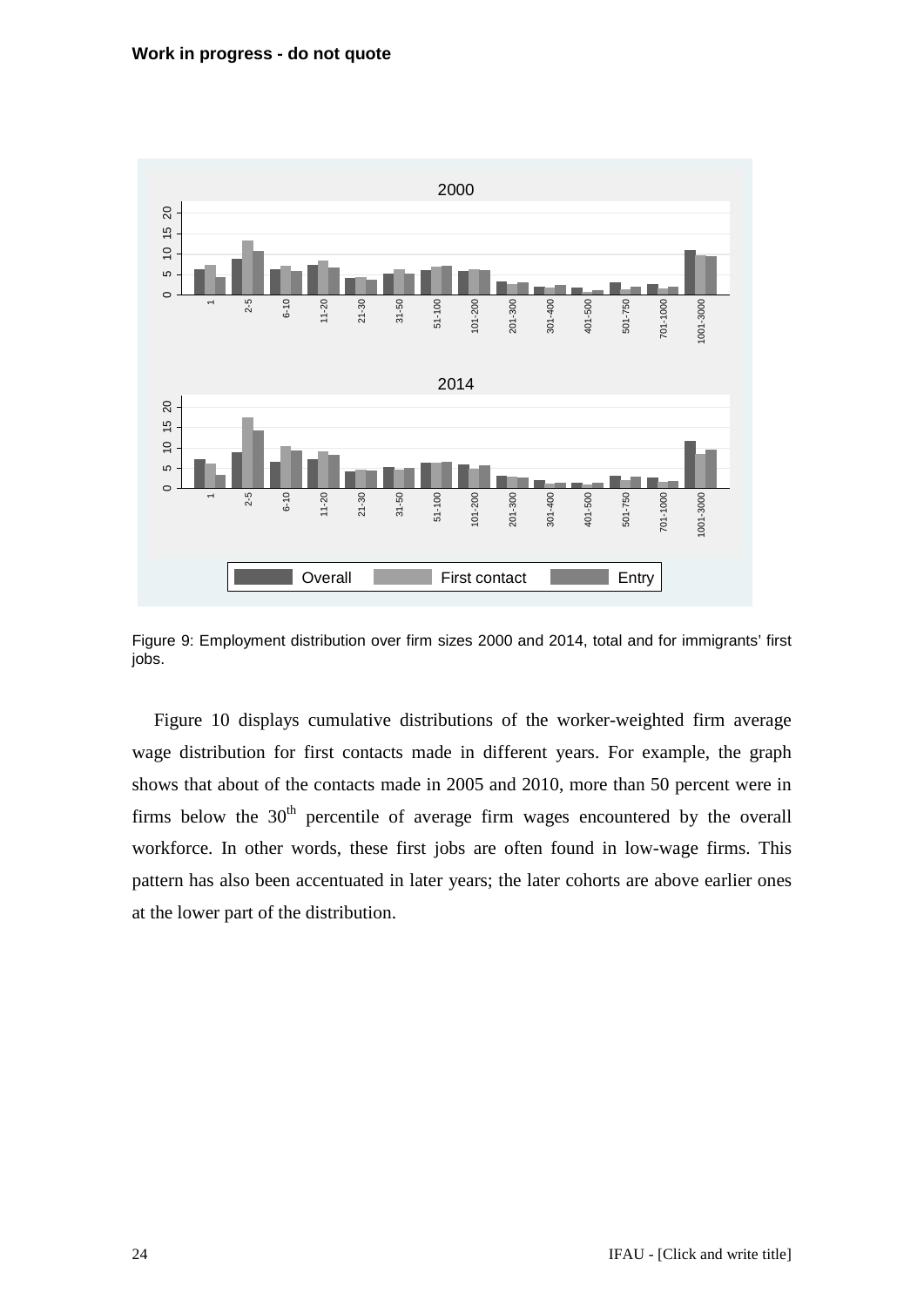Work in progress - do not quote

Figure 9: Employment distribution over firm sizes 2000 and 2014, total and for immigrants' first jobs.

Figure 10 displays cumulative distributions of the worker-weighted firm average wage distribution for first contacts made in different years. For example, the graph shows that about of the contacts made in 2005 and 2010, more than 50 percent were in firms below the 30th percentile of average firm wages encountered by the overall workforce. In other words, these first jobs are often found in low-wage firms. This pattern has also been accentuated in later years; the later cohorts are above earlier ones at the lower part of the distribution.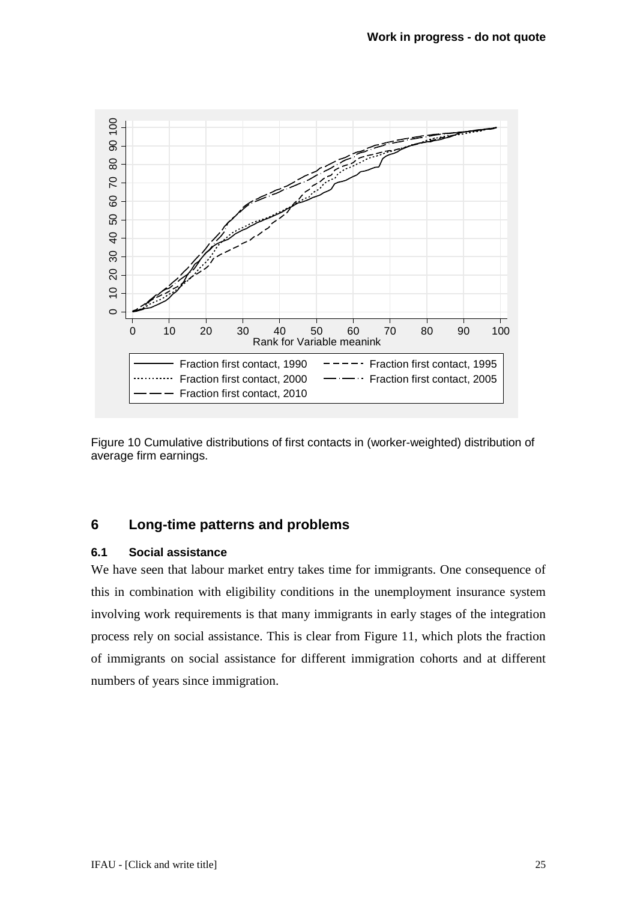Figure 10 Cumulative distributions of first contacts in (worker-weighted) distribution of average firm earnings.

## 6 Long-time patterns and problems

### 6.1 Social assistance

We have seen that labour market entry takes time for immigrants. One consequence of this in combination with eligibility conditions in the unemployment insurance system involving work requirements is that many immigrants in early stages of the integration process rely on social assistance. This is clear from Figure 11, which plots the fraction of immigrants on social assistance for different immigration cohorts and at different numbers of years since immigration.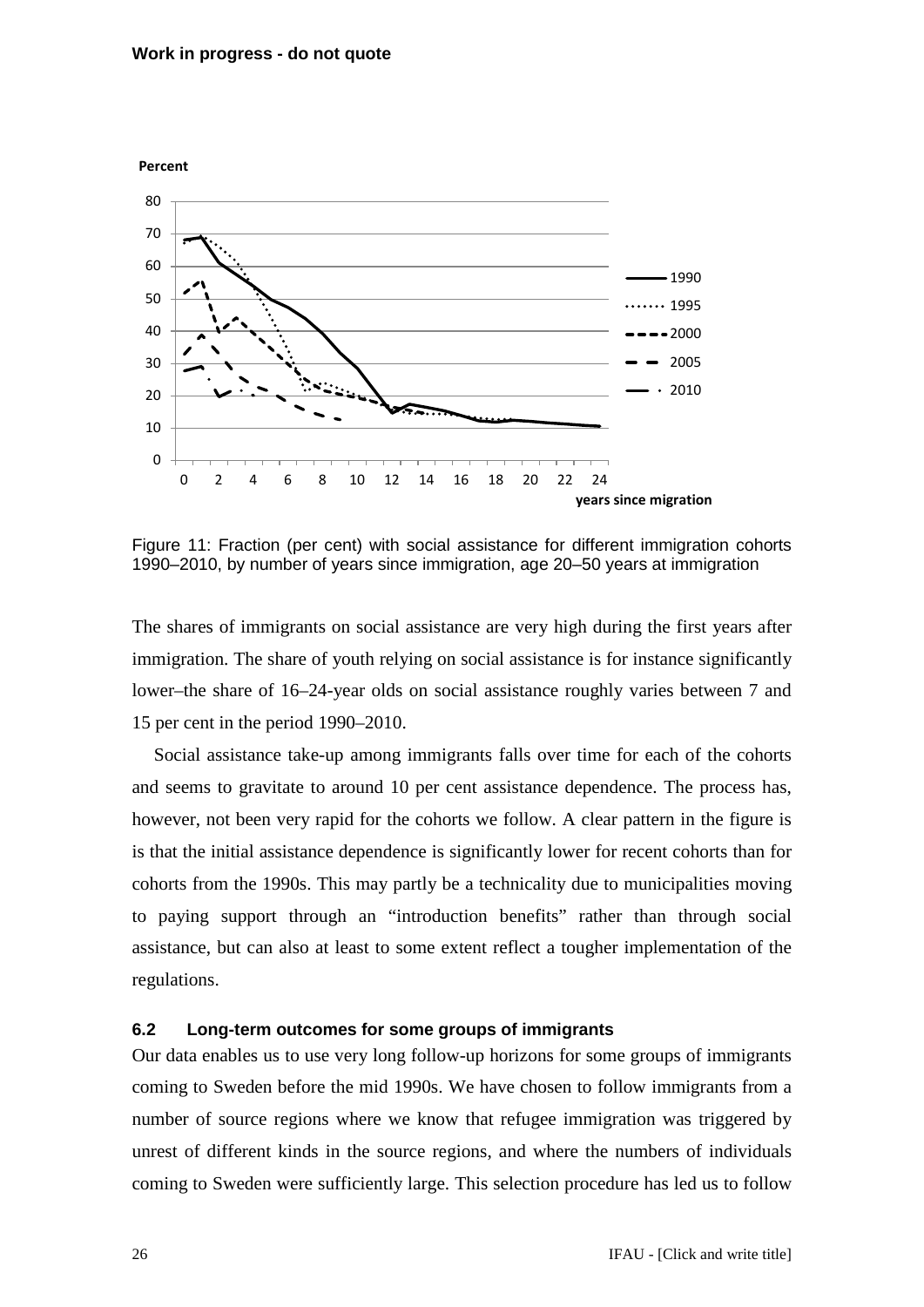Figure 11: Fraction (per cent) with social assistance for different immigration cohorts 1990–2010, by number of years since immigration, age 20–50 years at immigration

The shares of immigrants on social assistance are very high during the first years after immigration. The share of youth relying on social assistance is for instance significantly lower–the share of 16–24-year olds on social assistance roughly varies between 7 and 15 per cent in the period 1990–2010.

Social assistance take-up among immigrants falls over time for each of the cohorts and seems to gravitate to around 10 per cent assistance dependence. The process has, however, not been very rapid for the cohorts we follow. A clear pattern in the figure is is that the initial assistance dependence is significantly lower for recent cohorts than for cohorts from the 1990s. This may partly be a technicality due to municipalities moving to paying support through an "introduction benefits" rather than through social assistance, but can also at least to some extent reflect a tougher implementation of the regulations.

### 6.2 Long-term outcomes for some groups of immigrants

Our data enables us to use very long follow-up horizons for some groups of immigrants coming to Sweden before the mid 1990s. We have chosen to follow immigrants from a number of source regions where we know that refugee immigration was triggered by unrest of different kinds in the source regions, and where the numbers of individuals coming to Sweden were sufficiently large. This selection procedure has led us to follow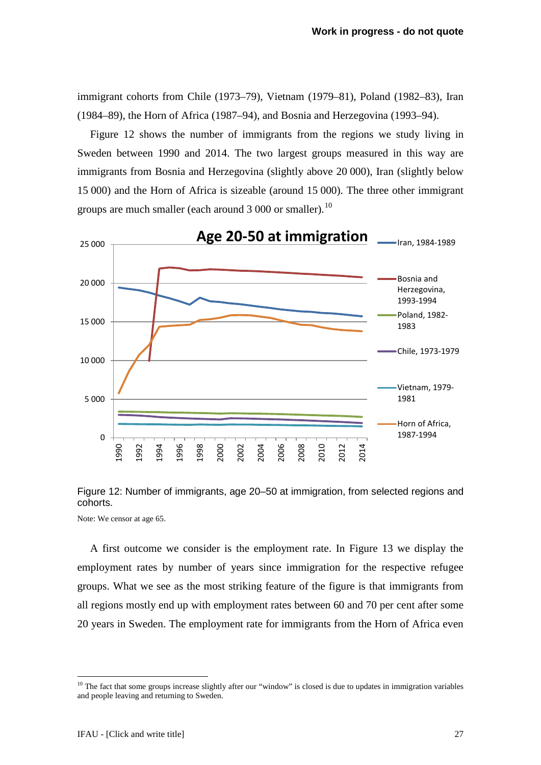immigrant cohorts from Chile (1973–79), Vietnam (1979–81), Poland (1982–83), Iran (1984–89), the Horn of Africa (1987–94), and Bosnia and Herzegovina (1993–94).

Figure 12 shows the number of immigrants from the regions we study living in Sweden between 1990 and 2014. The two largest groups measured in this way are immigrants from Bosnia and Herzegovina (slightly above 20 000), Iran (slightly below 15 000) and the Horn of Africa is sizeable (around 15 000). The three other immigrant groups are much smaller (each around 3 000 or smaller).[10]

Figure 12: Number of immigrants, age 20–50 at immigration, from selected regions and cohorts.

Note: We censor at age 65.

A first outcome we consider is the employment rate. In Figure 13 we display the employment rates by number of years since immigration for the respective refugee groups. What we see as the most striking feature of the figure is that immigrants from all regions mostly end up with employment rates between 60 and 70 per cent after some 20 years in Sweden. The employment rate for immigrants from the Horn of Africa even

[10] The fact that some groups increase slightly after our "window" is closed is due to updates in immigration variables and people leaving and returning to Sweden.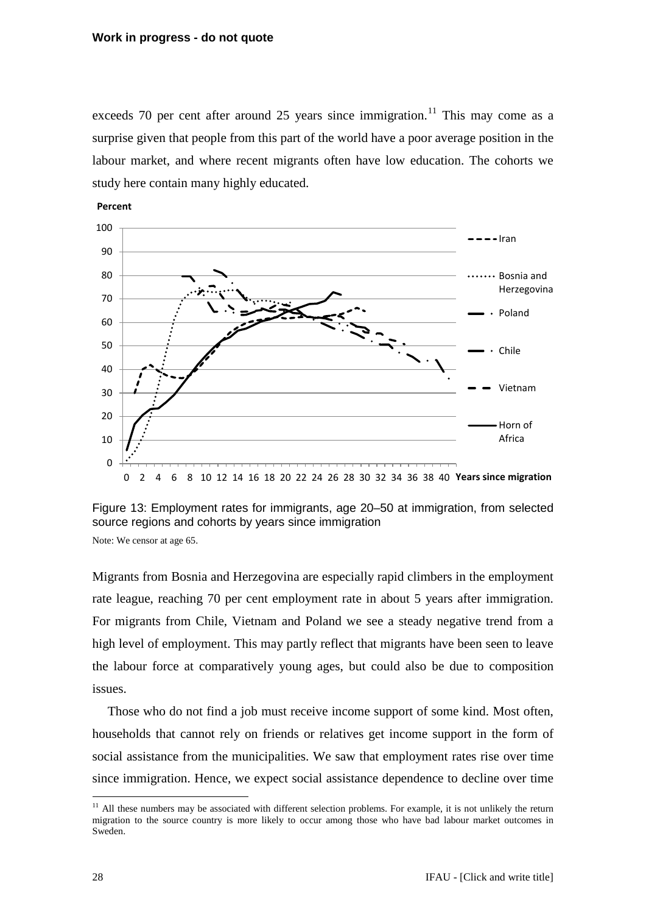exceeds 70 per cent after around 25 years since immigration.[11] This may come as a surprise given that people from this part of the world have a poor average position in the labour market, and where recent migrants often have low education. The cohorts we study here contain many highly educated.

Figure 13: Employment rates for immigrants, age 20–50 at immigration, from selected source regions and cohorts by years since immigration

Note: We censor at age 65.

Migrants from Bosnia and Herzegovina are especially rapid climbers in the employment rate league, reaching 70 per cent employment rate in about 5 years after immigration. For migrants from Chile, Vietnam and Poland we see a steady negative trend from a high level of employment. This may partly reflect that migrants have been seen to leave the labour force at comparatively young ages, but could also be due to composition issues.

Those who do not find a job must receive income support of some kind. Most often, households that cannot rely on friends or relatives get income support in the form of social assistance from the municipalities. We saw that employment rates rise over time since immigration. Hence, we expect social assistance dependence to decline over time

[11] All these numbers may be associated with different selection problems. For example, it is not unlikely the return migration to the source country is more likely to occur among those who have bad labour market outcomes in Sweden.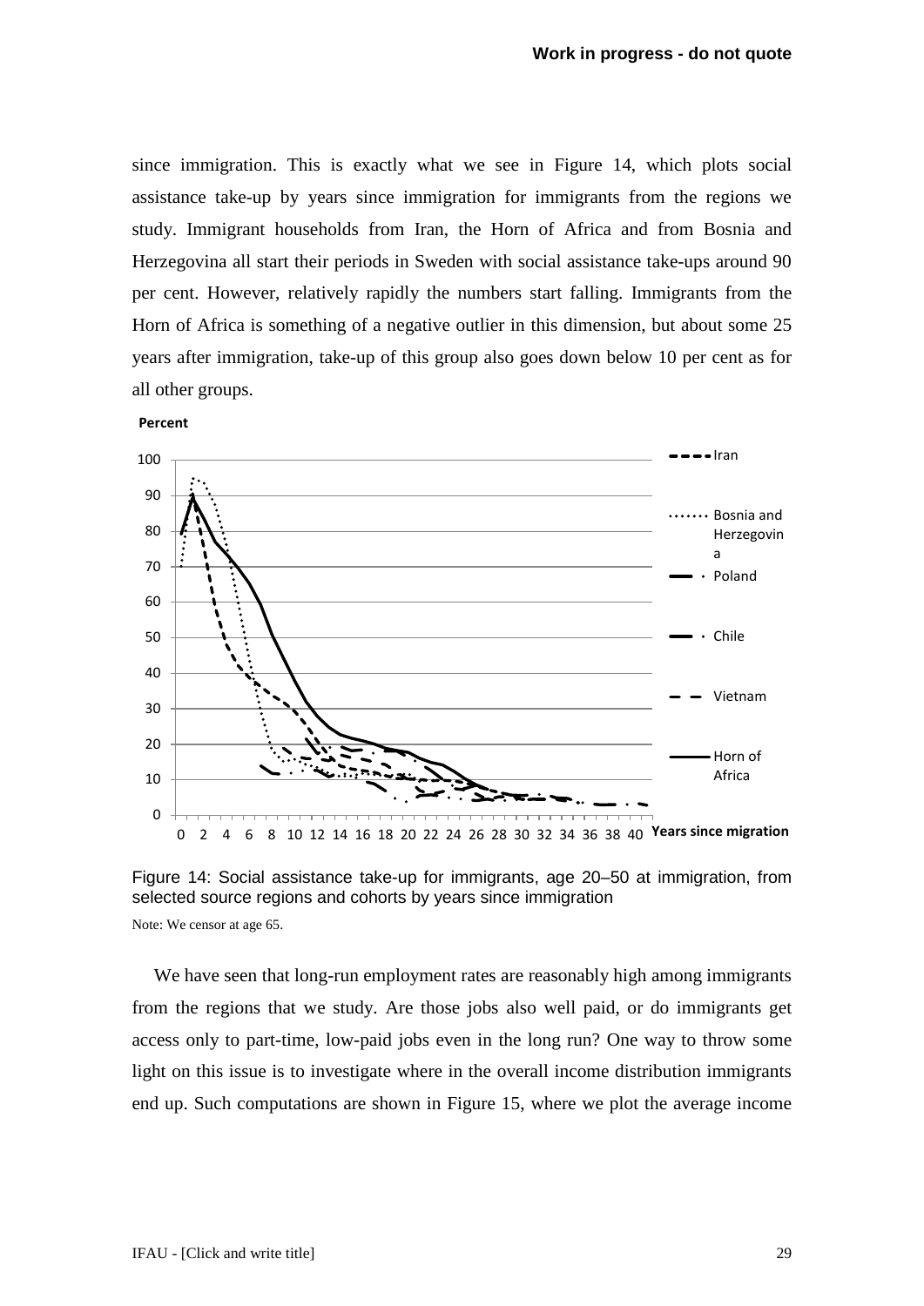since immigration. This is exactly what we see in Figure 14, which plots social assistance take-up by years since immigration for immigrants from the regions we study. Immigrant households from Iran, the Horn of Africa and from Bosnia and Herzegovina all start their periods in Sweden with social assistance take-ups around 90 per cent. However, relatively rapidly the numbers start falling. Immigrants from the Horn of Africa is something of a negative outlier in this dimension, but about some 25 years after immigration, take-up of this group also goes down below 10 per cent as for all other groups.

Figure 14: Social assistance take-up for immigrants, age 20–50 at immigration, from selected source regions and cohorts by years since immigration

Note: We censor at age 65.

We have seen that long-run employment rates are reasonably high among immigrants from the regions that we study. Are those jobs also well paid, or do immigrants get access only to part-time, low-paid jobs even in the long run? One way to throw some light on this issue is to investigate where in the overall income distribution immigrants end up. Such computations are shown in Figure 15, where we plot the average income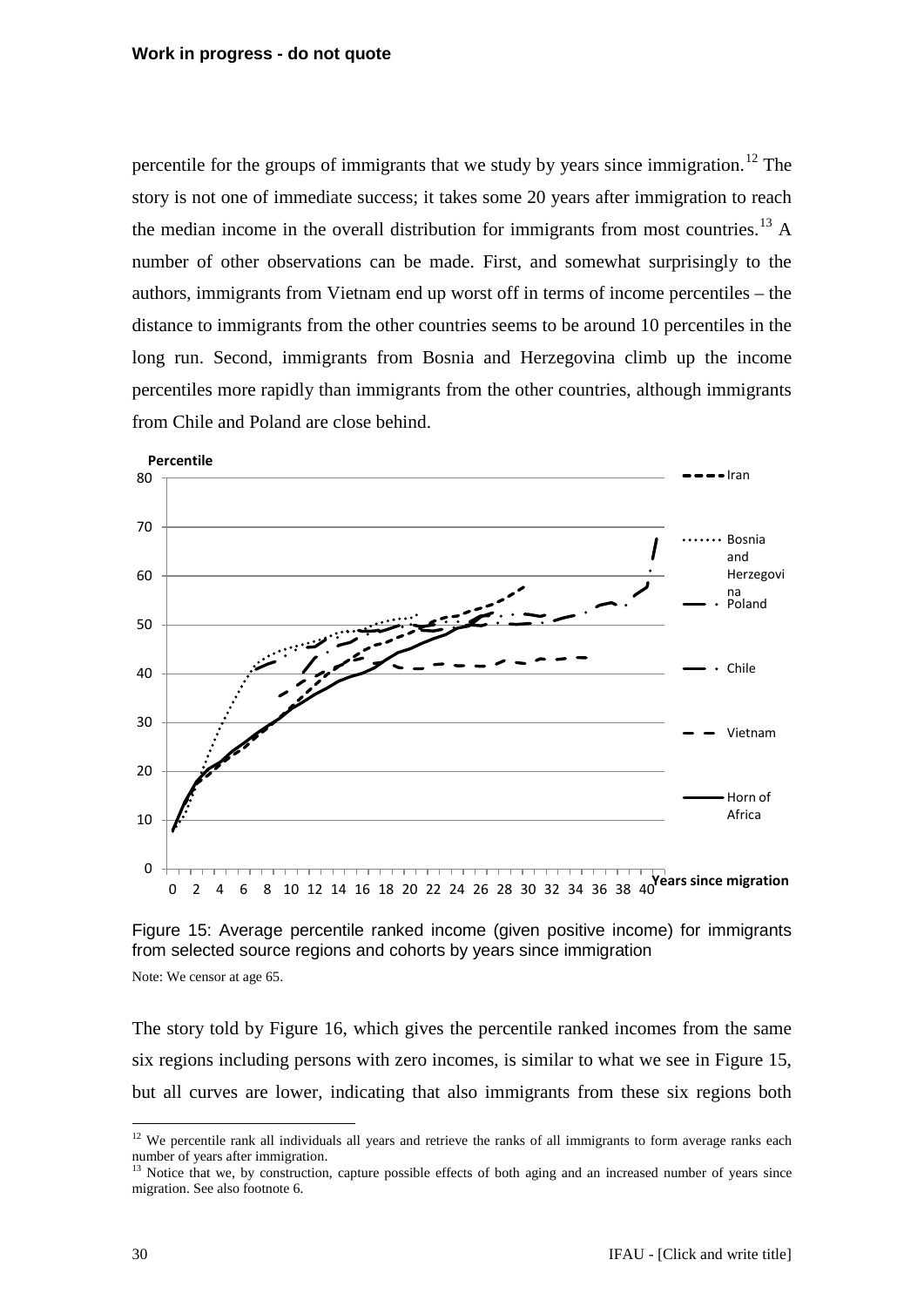percentile for the groups of immigrants that we study by years since immigration.[12] The story is not one of immediate success; it takes some 20 years after immigration to reach the median income in the overall distribution for immigrants from most countries.[13] A number of other observations can be made. First, and somewhat surprisingly to the authors, immigrants from Vietnam end up worst off in terms of income percentiles – the distance to immigrants from the other countries seems to be around 10 percentiles in the long run. Second, immigrants from Bosnia and Herzegovina climb up the income percentiles more rapidly than immigrants from the other countries, although immigrants from Chile and Poland are close behind.

Figure 15: Average percentile ranked income (given positive income) for immigrants from selected source regions and cohorts by years since immigration

Note: We censor at age 65.

The story told by Figure 16, which gives the percentile ranked incomes from the same six regions including persons with zero incomes, is similar to what we see in Figure 15, but all curves are lower, indicating that also immigrants from these six regions both

[12] We percentile rank all individuals all years and retrieve the ranks of all immigrants to form average ranks each number of years after immigration.

[13] Notice that we, by construction, capture possible effects of both aging and an increased number of years since migration. See also footnote 6.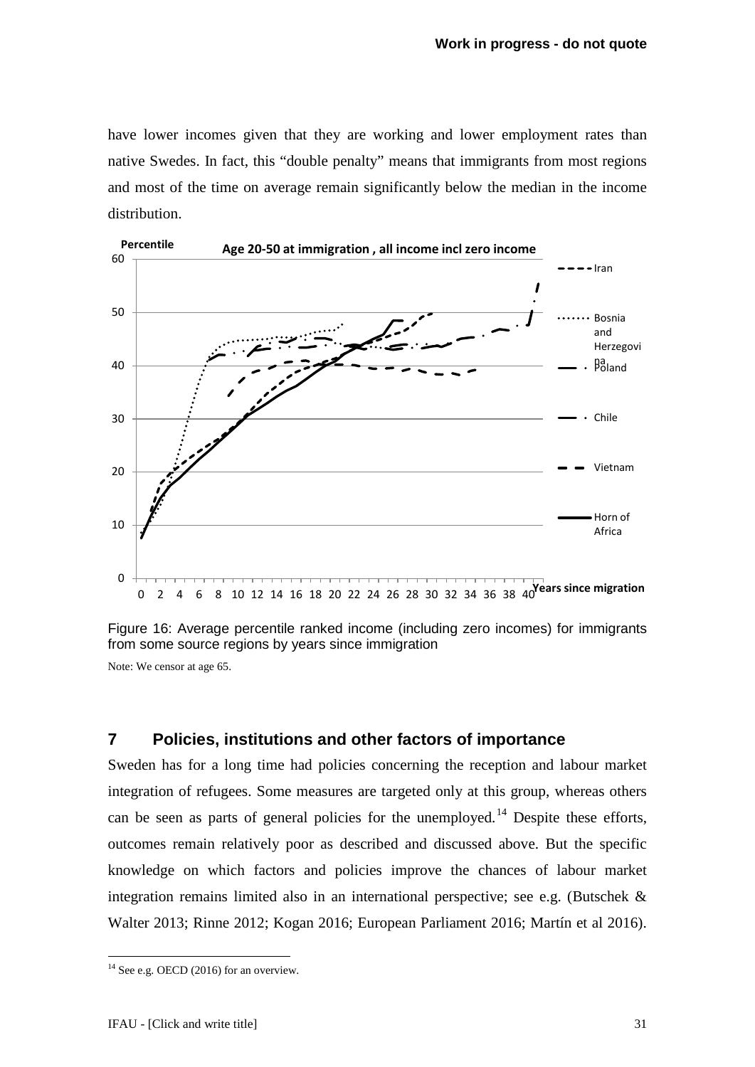have lower incomes given that they are working and lower employment rates than native Swedes. In fact, this "double penalty" means that immigrants from most regions and most of the time on average remain significantly below the median in the income distribution.

Figure 16: Average percentile ranked income (including zero incomes) for immigrants from some source regions by years since immigration

Note: We censor at age 65.

## 7 Policies, institutions and other factors of importance

Sweden has for a long time had policies concerning the reception and labour market integration of refugees. Some measures are targeted only at this group, whereas others can be seen as parts of general policies for the unemployed.[14] Despite these efforts, outcomes remain relatively poor as described and discussed above. But the specific knowledge on which factors and policies improve the chances of labour market integration remains limited also in an international perspective; see e.g. (Butschek & Walter 2013; Rinne 2012; Kogan 2016; European Parliament 2016; Martín et al 2016).

[14] See e.g. OECD (2016) for an overview.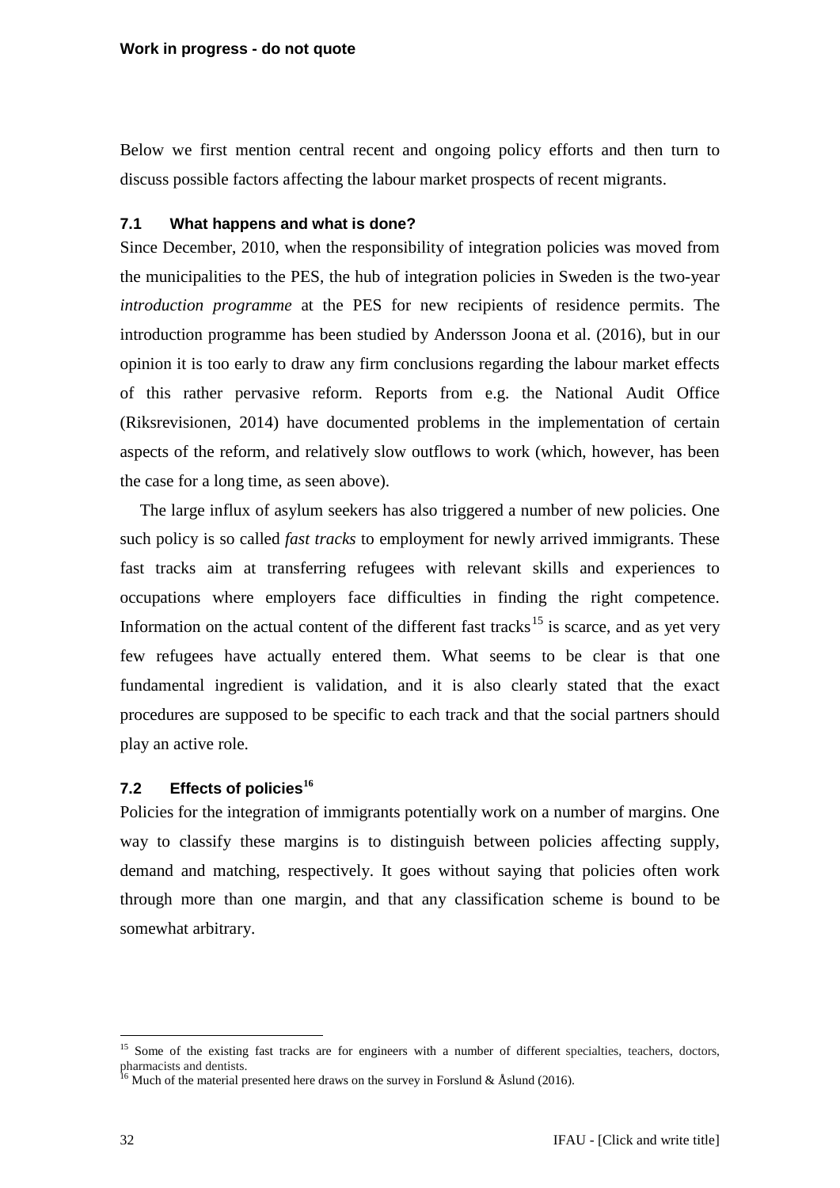Below we first mention central recent and ongoing policy efforts and then turn to discuss possible factors affecting the labour market prospects of recent migrants.

### 7.1 What happens and what is done?

Since December, 2010, when the responsibility of integration policies was moved from the municipalities to the PES, the hub of integration policies in Sweden is the two-year *introduction programme* at the PES for new recipients of residence permits. The introduction programme has been studied by Andersson Joona et al. (2016), but in our opinion it is too early to draw any firm conclusions regarding the labour market effects of this rather pervasive reform. Reports from e.g. the National Audit Office (Riksrevisionen, 2014) have documented problems in the implementation of certain aspects of the reform, and relatively slow outflows to work (which, however, has been the case for a long time, as seen above).

The large influx of asylum seekers has also triggered a number of new policies. One such policy is so called *fast tracks* to employment for newly arrived immigrants. These fast tracks aim at transferring refugees with relevant skills and experiences to occupations where employers face difficulties in finding the right competence. Information on the actual content of the different fast tracks[15] is scarce, and as yet very few refugees have actually entered them. What seems to be clear is that one fundamental ingredient is validation, and it is also clearly stated that the exact procedures are supposed to be specific to each track and that the social partners should play an active role.

### 7.2 Effects of policies[16]

Policies for the integration of immigrants potentially work on a number of margins. One way to classify these margins is to distinguish between policies affecting supply, demand and matching, respectively. It goes without saying that policies often work through more than one margin, and that any classification scheme is bound to be somewhat arbitrary.

---

[15] Some of the existing fast tracks are for engineers with a number of different specialties, teachers, doctors, pharmacists and dentists.

[16] Much of the material presented here draws on the survey in Forslund & Åslund (2016).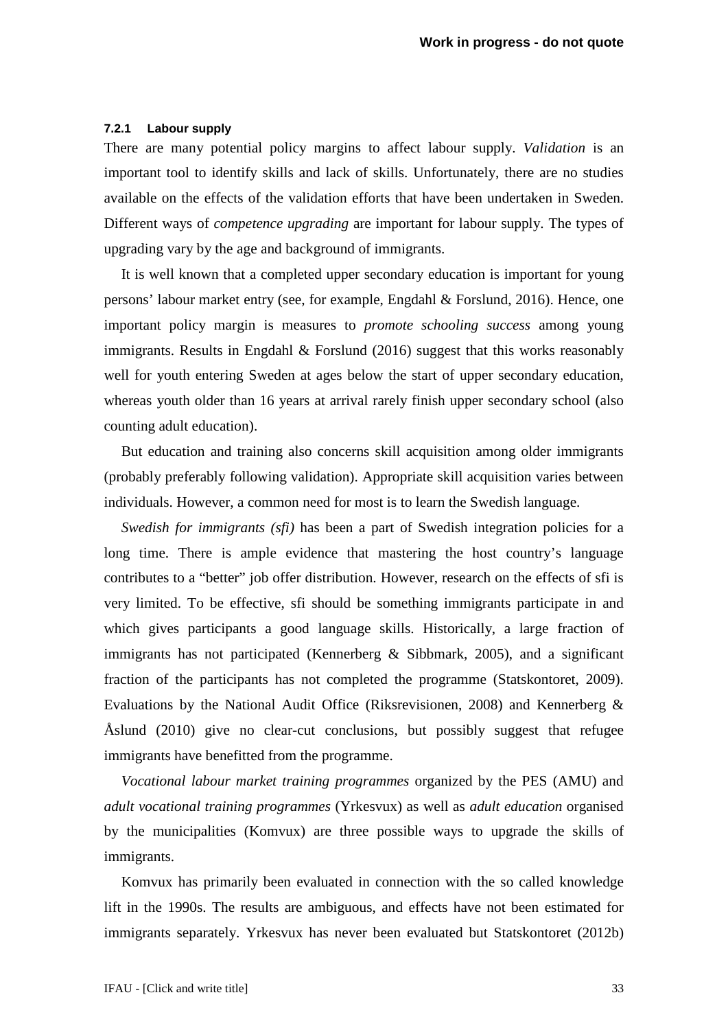#### 7.2.1 Labour supply

There are many potential policy margins to affect labour supply. *Validation* is an important tool to identify skills and lack of skills. Unfortunately, there are no studies available on the effects of the validation efforts that have been undertaken in Sweden. Different ways of *competence upgrading* are important for labour supply. The types of upgrading vary by the age and background of immigrants.

It is well known that a completed upper secondary education is important for young persons' labour market entry (see, for example, Engdahl & Forslund, 2016). Hence, one important policy margin is measures to *promote schooling success* among young immigrants. Results in Engdahl & Forslund (2016) suggest that this works reasonably well for youth entering Sweden at ages below the start of upper secondary education, whereas youth older than 16 years at arrival rarely finish upper secondary school (also counting adult education).

But education and training also concerns skill acquisition among older immigrants (probably preferably following validation). Appropriate skill acquisition varies between individuals. However, a common need for most is to learn the Swedish language.

*Swedish for immigrants (sfi)* has been a part of Swedish integration policies for a long time. There is ample evidence that mastering the host country's language contributes to a "better" job offer distribution. However, research on the effects of sfi is very limited. To be effective, sfi should be something immigrants participate in and which gives participants a good language skills. Historically, a large fraction of immigrants has not participated (Kennerberg & Sibbmark, 2005), and a significant fraction of the participants has not completed the programme (Statskontoret, 2009). Evaluations by the National Audit Office (Riksrevisionen, 2008) and Kennerberg & Åslund (2010) give no clear-cut conclusions, but possibly suggest that refugee immigrants have benefitted from the programme.

*Vocational labour market training programmes* organized by the PES (AMU) and *adult vocational training programmes* (Yrkesvux) as well as *adult education* organised by the municipalities (Komvux) are three possible ways to upgrade the skills of immigrants.

Komvux has primarily been evaluated in connection with the so called knowledge lift in the 1990s. The results are ambiguous, and effects have not been estimated for immigrants separately. Yrkesvux has never been evaluated but Statskontoret (2012b)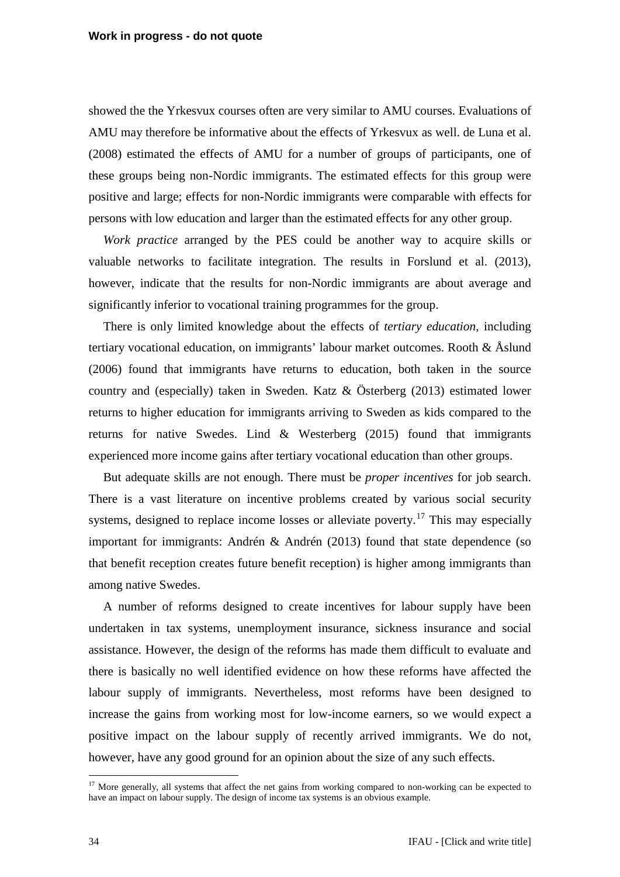showed the the Yrkesvux courses often are very similar to AMU courses. Evaluations of AMU may therefore be informative about the effects of Yrkesvux as well. de Luna et al. (2008) estimated the effects of AMU for a number of groups of participants, one of these groups being non-Nordic immigrants. The estimated effects for this group were positive and large; effects for non-Nordic immigrants were comparable with effects for persons with low education and larger than the estimated effects for any other group.

*Work practice* arranged by the PES could be another way to acquire skills or valuable networks to facilitate integration. The results in Forslund et al. (2013), however, indicate that the results for non-Nordic immigrants are about average and significantly inferior to vocational training programmes for the group.

There is only limited knowledge about the effects of *tertiary education*, including tertiary vocational education, on immigrants' labour market outcomes. Rooth & Åslund (2006) found that immigrants have returns to education, both taken in the source country and (especially) taken in Sweden. Katz & Österberg (2013) estimated lower returns to higher education for immigrants arriving to Sweden as kids compared to the returns for native Swedes. Lind & Westerberg (2015) found that immigrants experienced more income gains after tertiary vocational education than other groups.

But adequate skills are not enough. There must be *proper incentives* for job search. There is a vast literature on incentive problems created by various social security systems, designed to replace income losses or alleviate poverty.[17] This may especially important for immigrants: Andrén & Andrén (2013) found that state dependence (so that benefit reception creates future benefit reception) is higher among immigrants than among native Swedes.

A number of reforms designed to create incentives for labour supply have been undertaken in tax systems, unemployment insurance, sickness insurance and social assistance. However, the design of the reforms has made them difficult to evaluate and there is basically no well identified evidence on how these reforms have affected the labour supply of immigrants. Nevertheless, most reforms have been designed to increase the gains from working most for low-income earners, so we would expect a positive impact on the labour supply of recently arrived immigrants. We do not, however, have any good ground for an opinion about the size of any such effects.

[17] More generally, all systems that affect the net gains from working compared to non-working can be expected to have an impact on labour supply. The design of income tax systems is an obvious example.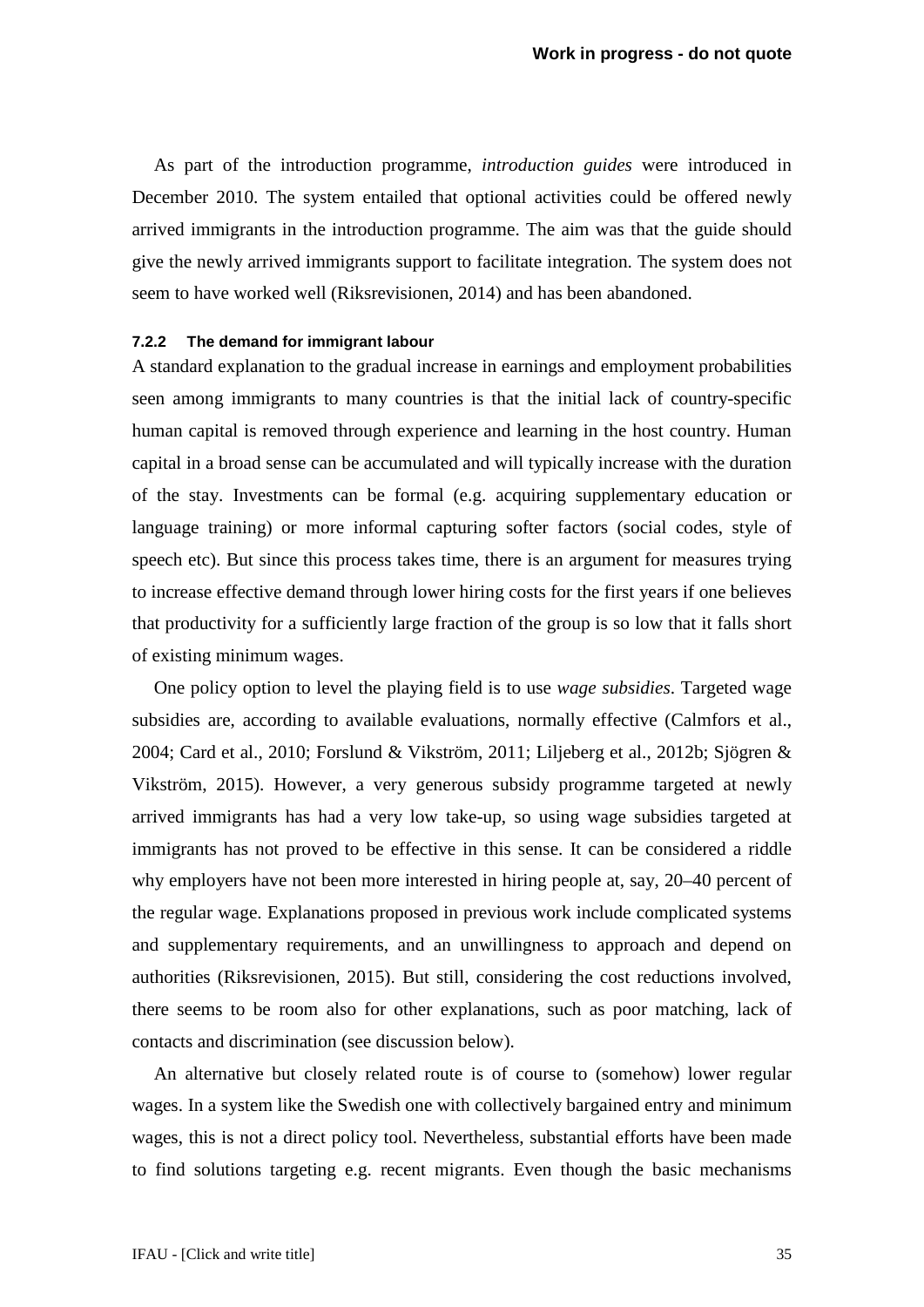As part of the introduction programme, *introduction guides* were introduced in December 2010. The system entailed that optional activities could be offered newly arrived immigrants in the introduction programme. The aim was that the guide should give the newly arrived immigrants support to facilitate integration. The system does not seem to have worked well (Riksrevisionen, 2014) and has been abandoned.

### 7.2.2 The demand for immigrant labour

A standard explanation to the gradual increase in earnings and employment probabilities seen among immigrants to many countries is that the initial lack of country-specific human capital is removed through experience and learning in the host country. Human capital in a broad sense can be accumulated and will typically increase with the duration of the stay. Investments can be formal (e.g. acquiring supplementary education or language training) or more informal capturing softer factors (social codes, style of speech etc). But since this process takes time, there is an argument for measures trying to increase effective demand through lower hiring costs for the first years if one believes that productivity for a sufficiently large fraction of the group is so low that it falls short of existing minimum wages.

One policy option to level the playing field is to use *wage subsidies*. Targeted wage subsidies are, according to available evaluations, normally effective (Calmfors et al., 2004; Card et al., 2010; Forslund & Vikström, 2011; Liljeberg et al., 2012b; Sjögren & Vikström, 2015). However, a very generous subsidy programme targeted at newly arrived immigrants has had a very low take-up, so using wage subsidies targeted at immigrants has not proved to be effective in this sense. It can be considered a riddle why employers have not been more interested in hiring people at, say, 20–40 percent of the regular wage. Explanations proposed in previous work include complicated systems and supplementary requirements, and an unwillingness to approach and depend on authorities (Riksrevisionen, 2015). But still, considering the cost reductions involved, there seems to be room also for other explanations, such as poor matching, lack of contacts and discrimination (see discussion below).

An alternative but closely related route is of course to (somehow) lower regular wages. In a system like the Swedish one with collectively bargained entry and minimum wages, this is not a direct policy tool. Nevertheless, substantial efforts have been made to find solutions targeting e.g. recent migrants. Even though the basic mechanisms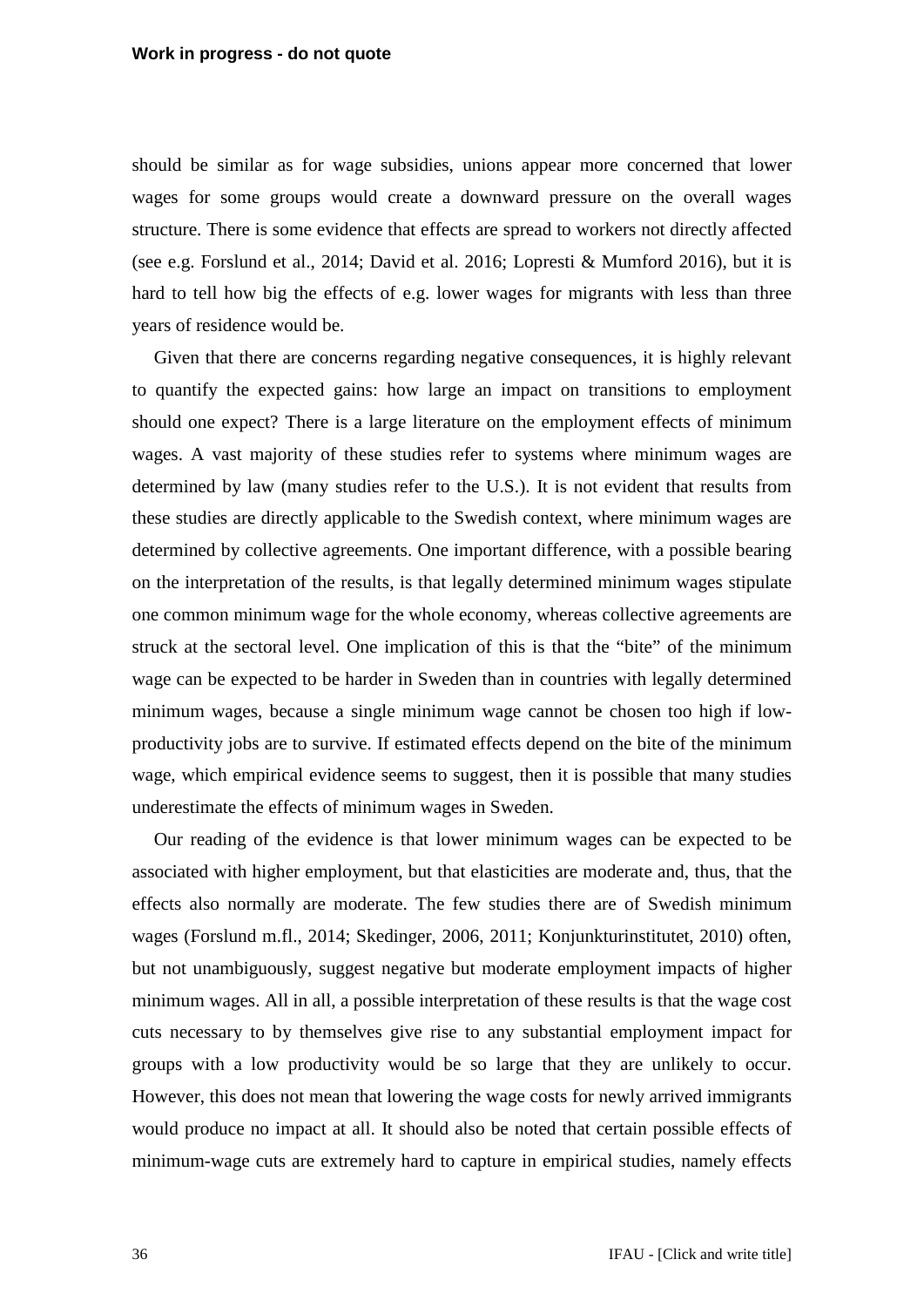should be similar as for wage subsidies, unions appear more concerned that lower wages for some groups would create a downward pressure on the overall wages structure. There is some evidence that effects are spread to workers not directly affected (see e.g. Forslund et al., 2014; David et al. 2016; Lopresti & Mumford 2016), but it is hard to tell how big the effects of e.g. lower wages for migrants with less than three years of residence would be.

Given that there are concerns regarding negative consequences, it is highly relevant to quantify the expected gains: how large an impact on transitions to employment should one expect? There is a large literature on the employment effects of minimum wages. A vast majority of these studies refer to systems where minimum wages are determined by law (many studies refer to the U.S.). It is not evident that results from these studies are directly applicable to the Swedish context, where minimum wages are determined by collective agreements. One important difference, with a possible bearing on the interpretation of the results, is that legally determined minimum wages stipulate one common minimum wage for the whole economy, whereas collective agreements are struck at the sectoral level. One implication of this is that the "bite" of the minimum wage can be expected to be harder in Sweden than in countries with legally determined minimum wages, because a single minimum wage cannot be chosen too high if low-productivity jobs are to survive. If estimated effects depend on the bite of the minimum wage, which empirical evidence seems to suggest, then it is possible that many studies underestimate the effects of minimum wages in Sweden.

Our reading of the evidence is that lower minimum wages can be expected to be associated with higher employment, but that elasticities are moderate and, thus, that the effects also normally are moderate. The few studies there are of Swedish minimum wages (Forslund m.fl., 2014; Skedinger, 2006, 2011; Konjunkturinstitutet, 2010) often, but not unambiguously, suggest negative but moderate employment impacts of higher minimum wages. All in all, a possible interpretation of these results is that the wage cost cuts necessary to by themselves give rise to any substantial employment impact for groups with a low productivity would be so large that they are unlikely to occur. However, this does not mean that lowering the wage costs for newly arrived immigrants would produce no impact at all. It should also be noted that certain possible effects of minimum-wage cuts are extremely hard to capture in empirical studies, namely effects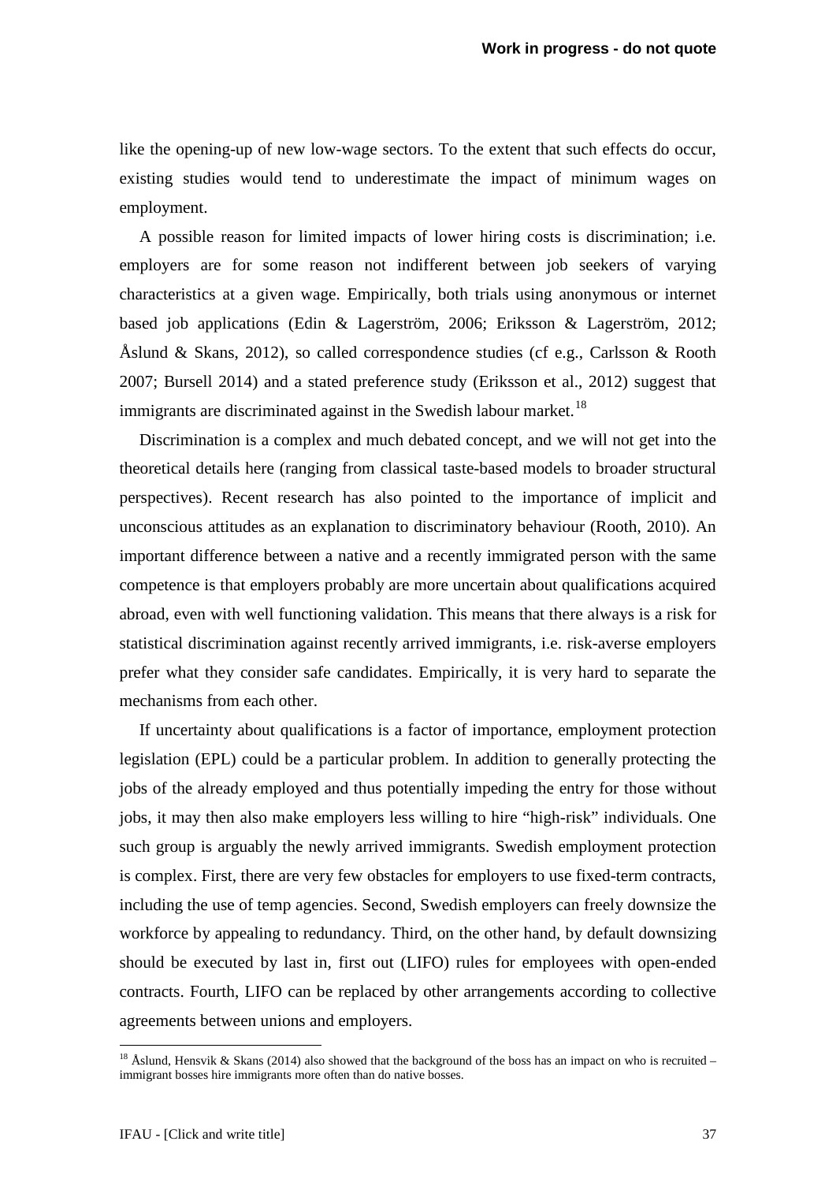like the opening-up of new low-wage sectors. To the extent that such effects do occur, existing studies would tend to underestimate the impact of minimum wages on employment.

A possible reason for limited impacts of lower hiring costs is discrimination; i.e. employers are for some reason not indifferent between job seekers of varying characteristics at a given wage. Empirically, both trials using anonymous or internet based job applications (Edin & Lagerström, 2006; Eriksson & Lagerström, 2012; Åslund & Skans, 2012), so called correspondence studies (cf e.g., Carlsson & Rooth 2007; Bursell 2014) and a stated preference study (Eriksson et al., 2012) suggest that immigrants are discriminated against in the Swedish labour market.[18]

Discrimination is a complex and much debated concept, and we will not get into the theoretical details here (ranging from classical taste-based models to broader structural perspectives). Recent research has also pointed to the importance of implicit and unconscious attitudes as an explanation to discriminatory behaviour (Rooth, 2010). An important difference between a native and a recently immigrated person with the same competence is that employers probably are more uncertain about qualifications acquired abroad, even with well functioning validation. This means that there always is a risk for statistical discrimination against recently arrived immigrants, i.e. risk-averse employers prefer what they consider safe candidates. Empirically, it is very hard to separate the mechanisms from each other.

If uncertainty about qualifications is a factor of importance, employment protection legislation (EPL) could be a particular problem. In addition to generally protecting the jobs of the already employed and thus potentially impeding the entry for those without jobs, it may then also make employers less willing to hire "high-risk" individuals. One such group is arguably the newly arrived immigrants. Swedish employment protection is complex. First, there are very few obstacles for employers to use fixed-term contracts, including the use of temp agencies. Second, Swedish employers can freely downsize the workforce by appealing to redundancy. Third, on the other hand, by default downsizing should be executed by last in, first out (LIFO) rules for employees with open-ended contracts. Fourth, LIFO can be replaced by other arrangements according to collective agreements between unions and employers.

[18] Åslund, Hensvik & Skans (2014) also showed that the background of the boss has an impact on who is recruited – immigrant bosses hire immigrants more often than do native bosses.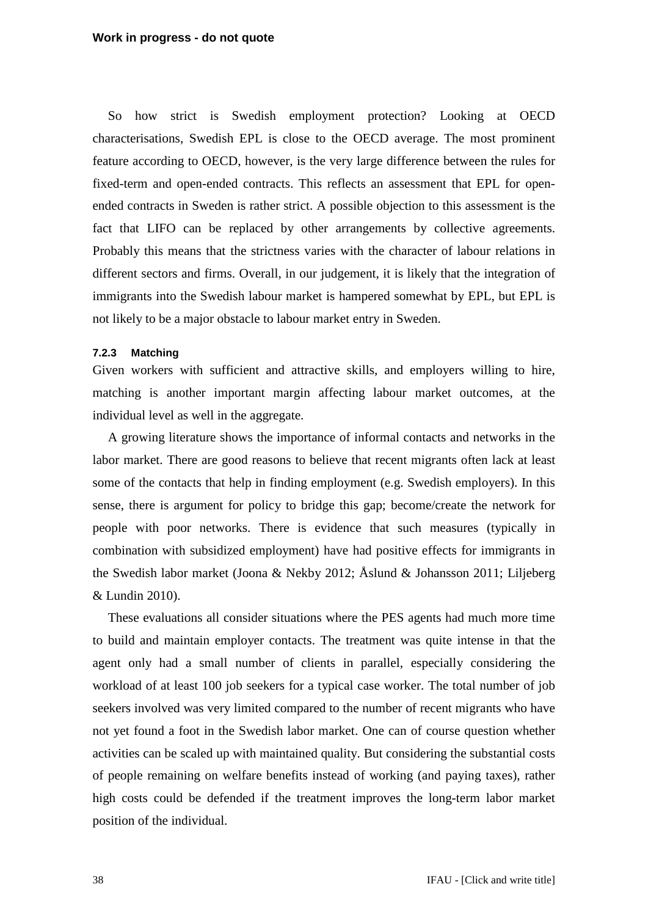So how strict is Swedish employment protection? Looking at OECD characterisations, Swedish EPL is close to the OECD average. The most prominent feature according to OECD, however, is the very large difference between the rules for fixed-term and open-ended contracts. This reflects an assessment that EPL for open-ended contracts in Sweden is rather strict. A possible objection to this assessment is the fact that LIFO can be replaced by other arrangements by collective agreements. Probably this means that the strictness varies with the character of labour relations in different sectors and firms. Overall, in our judgement, it is likely that the integration of immigrants into the Swedish labour market is hampered somewhat by EPL, but EPL is not likely to be a major obstacle to labour market entry in Sweden.

#### 7.2.3 Matching

Given workers with sufficient and attractive skills, and employers willing to hire, matching is another important margin affecting labour market outcomes, at the individual level as well in the aggregate.

A growing literature shows the importance of informal contacts and networks in the labor market. There are good reasons to believe that recent migrants often lack at least some of the contacts that help in finding employment (e.g. Swedish employers). In this sense, there is argument for policy to bridge this gap; become/create the network for people with poor networks. There is evidence that such measures (typically in combination with subsidized employment) have had positive effects for immigrants in the Swedish labor market (Joona & Nekby 2012; Åslund & Johansson 2011; Liljeberg & Lundin 2010).

These evaluations all consider situations where the PES agents had much more time to build and maintain employer contacts. The treatment was quite intense in that the agent only had a small number of clients in parallel, especially considering the workload of at least 100 job seekers for a typical case worker. The total number of job seekers involved was very limited compared to the number of recent migrants who have not yet found a foot in the Swedish labor market. One can of course question whether activities can be scaled up with maintained quality. But considering the substantial costs of people remaining on welfare benefits instead of working (and paying taxes), rather high costs could be defended if the treatment improves the long-term labor market position of the individual.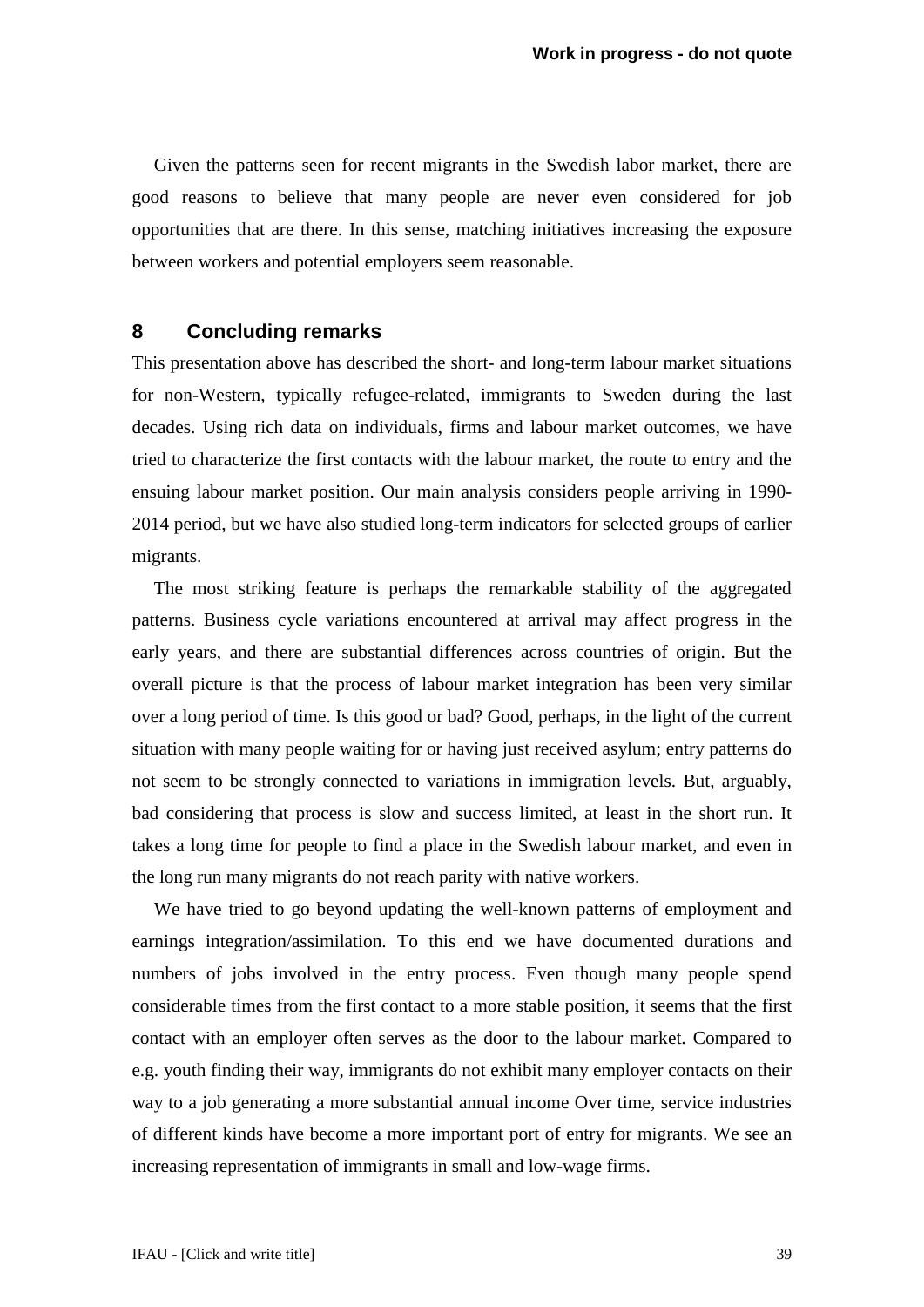Given the patterns seen for recent migrants in the Swedish labor market, there are good reasons to believe that many people are never even considered for job opportunities that are there. In this sense, matching initiatives increasing the exposure between workers and potential employers seem reasonable.

## 8 Concluding remarks

This presentation above has described the short- and long-term labour market situations for non-Western, typically refugee-related, immigrants to Sweden during the last decades. Using rich data on individuals, firms and labour market outcomes, we have tried to characterize the first contacts with the labour market, the route to entry and the ensuing labour market position. Our main analysis considers people arriving in 1990-2014 period, but we have also studied long-term indicators for selected groups of earlier migrants.

The most striking feature is perhaps the remarkable stability of the aggregated patterns. Business cycle variations encountered at arrival may affect progress in the early years, and there are substantial differences across countries of origin. But the overall picture is that the process of labour market integration has been very similar over a long period of time. Is this good or bad? Good, perhaps, in the light of the current situation with many people waiting for or having just received asylum; entry patterns do not seem to be strongly connected to variations in immigration levels. But, arguably, bad considering that process is slow and success limited, at least in the short run. It takes a long time for people to find a place in the Swedish labour market, and even in the long run many migrants do not reach parity with native workers.

We have tried to go beyond updating the well-known patterns of employment and earnings integration/assimilation. To this end we have documented durations and numbers of jobs involved in the entry process. Even though many people spend considerable times from the first contact to a more stable position, it seems that the first contact with an employer often serves as the door to the labour market. Compared to e.g. youth finding their way, immigrants do not exhibit many employer contacts on their way to a job generating a more substantial annual income Over time, service industries of different kinds have become a more important port of entry for migrants. We see an increasing representation of immigrants in small and low-wage firms.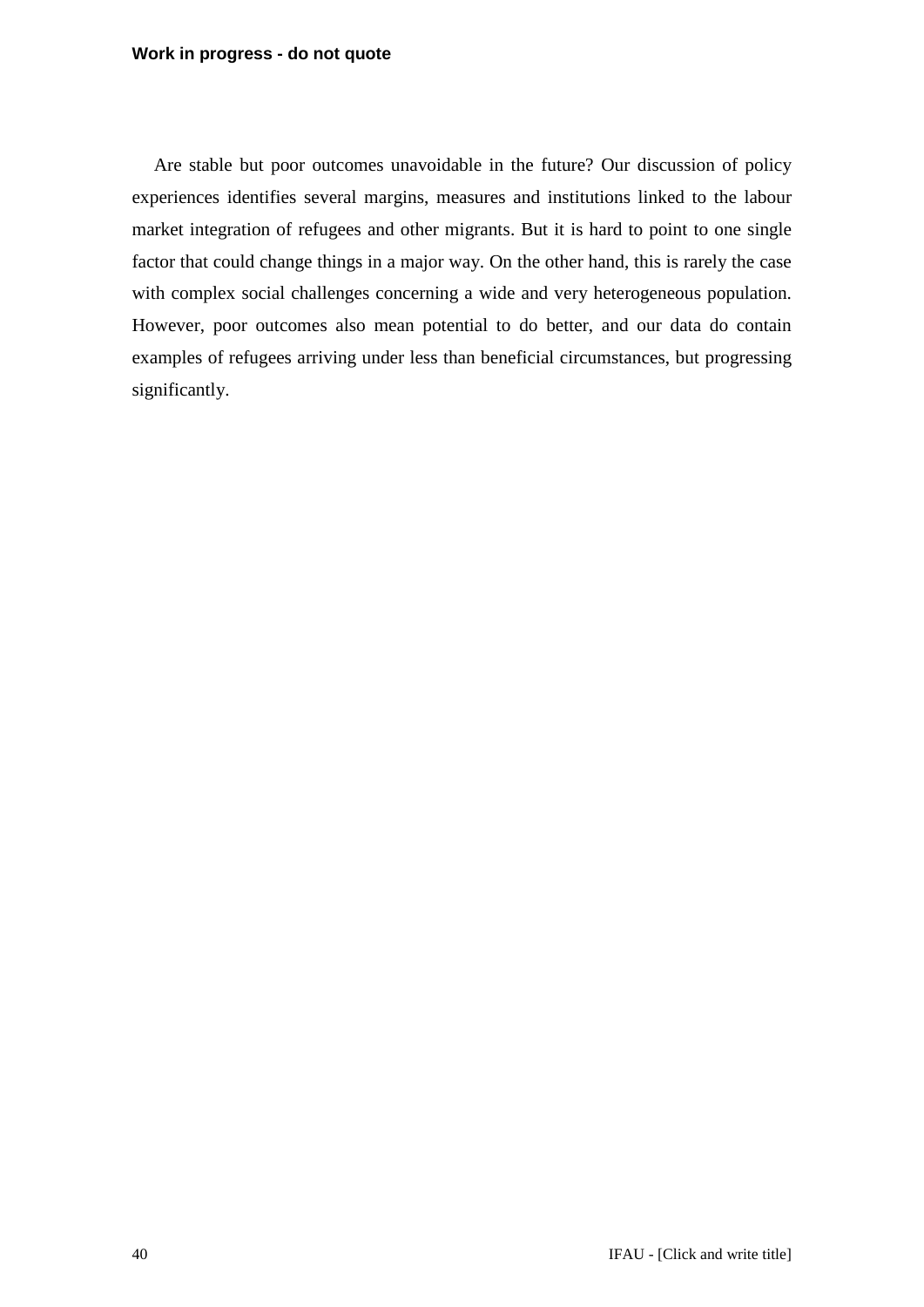Are stable but poor outcomes unavoidable in the future? Our discussion of policy experiences identifies several margins, measures and institutions linked to the labour market integration of refugees and other migrants. But it is hard to point to one single factor that could change things in a major way. On the other hand, this is rarely the case with complex social challenges concerning a wide and very heterogeneous population. However, poor outcomes also mean potential to do better, and our data do contain examples of refugees arriving under less than beneficial circumstances, but progressing significantly.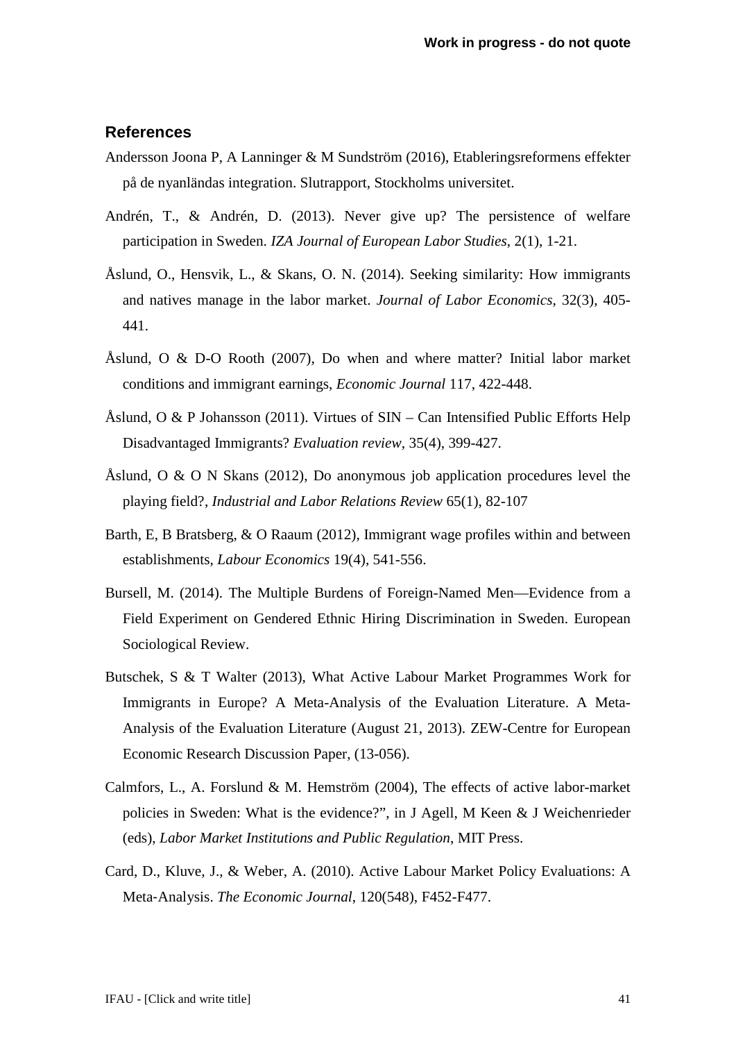## References

Andersson Joona P, A Lanninger & M Sundström (2016), Etableringsreformens effekter på de nyanländas integration. Slutrapport, Stockholms universitet.

Andrén, T., & Andrén, D. (2013). Never give up? The persistence of welfare participation in Sweden. *IZA Journal of European Labor Studies*, 2(1), 1-21.

Åslund, O., Hensvik, L., & Skans, O. N. (2014). Seeking similarity: How immigrants and natives manage in the labor market. *Journal of Labor Economics*, 32(3), 405-441.

Åslund, O & D-O Rooth (2007), Do when and where matter? Initial labor market conditions and immigrant earnings, *Economic Journal* 117, 422-448.

Åslund, O & P Johansson (2011). Virtues of SIN – Can Intensified Public Efforts Help Disadvantaged Immigrants? *Evaluation review*, 35(4), 399-427.

Åslund, O & O N Skans (2012), Do anonymous job application procedures level the playing field?, *Industrial and Labor Relations Review* 65(1), 82-107

Barth, E, B Bratsberg, & O Raaum (2012), Immigrant wage profiles within and between establishments, *Labour Economics* 19(4), 541-556.

Bursell, M. (2014). The Multiple Burdens of Foreign-Named Men—Evidence from a Field Experiment on Gendered Ethnic Hiring Discrimination in Sweden. European Sociological Review.

Butschek, S & T Walter (2013), What Active Labour Market Programmes Work for Immigrants in Europe? A Meta-Analysis of the Evaluation Literature. A Meta-Analysis of the Evaluation Literature (August 21, 2013). ZEW-Centre for European Economic Research Discussion Paper, (13-056).

Calmfors, L., A. Forslund & M. Hemström (2004), The effects of active labor-market policies in Sweden: What is the evidence?", in J Agell, M Keen & J Weichenrieder (eds), *Labor Market Institutions and Public Regulation*, MIT Press.

Card, D., Kluve, J., & Weber, A. (2010). Active Labour Market Policy Evaluations: A Meta-Analysis. *The Economic Journal*, 120(548), F452-F477.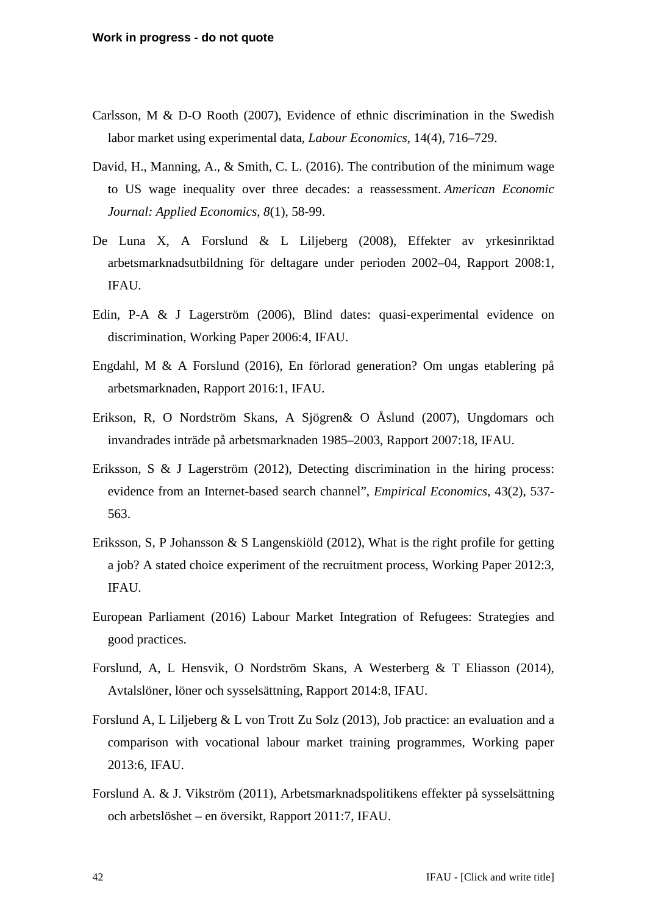Carlsson, M & D-O Rooth (2007), Evidence of ethnic discrimination in the Swedish labor market using experimental data, *Labour Economics*, 14(4), 716–729.

David, H., Manning, A., & Smith, C. L. (2016). The contribution of the minimum wage to US wage inequality over three decades: a reassessment. *American Economic Journal: Applied Economics*, *8*(1), 58-99.

De Luna X, A Forslund & L Liljeberg (2008), Effekter av yrkesinriktad arbetsmarknadsutbildning för deltagare under perioden 2002–04, Rapport 2008:1, IFAU.

Edin, P-A & J Lagerström (2006), Blind dates: quasi-experimental evidence on discrimination, Working Paper 2006:4, IFAU.

Engdahl, M & A Forslund (2016), En förlorad generation? Om ungas etablering på arbetsmarknaden, Rapport 2016:1, IFAU.

Erikson, R, O Nordström Skans, A Sjögren& O Åslund (2007), Ungdomars och invandrades inträde på arbetsmarknaden 1985–2003, Rapport 2007:18, IFAU.

Eriksson, S & J Lagerström (2012), Detecting discrimination in the hiring process: evidence from an Internet-based search channel", *Empirical Economics*, 43(2), 537-563.

Eriksson, S, P Johansson & S Langenskiöld (2012), What is the right profile for getting a job? A stated choice experiment of the recruitment process, Working Paper 2012:3, IFAU.

European Parliament (2016) Labour Market Integration of Refugees: Strategies and good practices.

Forslund, A, L Hensvik, O Nordström Skans, A Westerberg & T Eliasson (2014), Avtalslöner, löner och sysselsättning, Rapport 2014:8, IFAU.

Forslund A, L Liljeberg & L von Trott Zu Solz (2013), Job practice: an evaluation and a comparison with vocational labour market training programmes, Working paper 2013:6, IFAU.

Forslund A. & J. Vikström (2011), Arbetsmarknadspolitikens effekter på sysselsättning och arbetslöshet – en översikt, Rapport 2011:7, IFAU.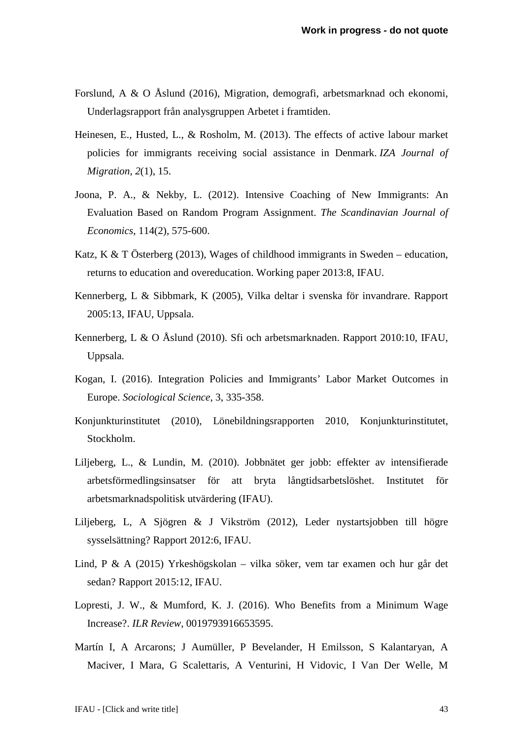Forslund, A & O Åslund (2016), Migration, demografi, arbetsmarknad och ekonomi, Underlagsrapport från analysgruppen Arbetet i framtiden.

Heinesen, E., Husted, L., & Rosholm, M. (2013). The effects of active labour market policies for immigrants receiving social assistance in Denmark. *IZA Journal of Migration*, *2*(1), 15.

Joona, P. A., & Nekby, L. (2012). Intensive Coaching of New Immigrants: An Evaluation Based on Random Program Assignment. *The Scandinavian Journal of Economics*, 114(2), 575-600.

Katz, K & T Österberg (2013), Wages of childhood immigrants in Sweden – education, returns to education and overeducation. Working paper 2013:8, IFAU.

Kennerberg, L & Sibbmark, K (2005), Vilka deltar i svenska för invandrare. Rapport 2005:13, IFAU, Uppsala.

Kennerberg, L & O Åslund (2010). Sfi och arbetsmarknaden. Rapport 2010:10, IFAU, Uppsala.

Kogan, I. (2016). Integration Policies and Immigrants' Labor Market Outcomes in Europe. *Sociological Science*, 3, 335-358.

Konjunkturinstitutet (2010), Lönebildningsrapporten 2010, Konjunkturinstitutet, Stockholm.

Liljeberg, L., & Lundin, M. (2010). Jobbnätet ger jobb: effekter av intensifierade arbetsförmedlingsinsatser för att bryta långtidsarbetslöshet. Institutet för arbetsmarknadspolitisk utvärdering (IFAU).

Liljeberg, L, A Sjögren & J Vikström (2012), Leder nystartsjobben till högre sysselsättning? Rapport 2012:6, IFAU.

Lind, P & A (2015) Yrkeshögskolan – vilka söker, vem tar examen och hur går det sedan? Rapport 2015:12, IFAU.

Lopresti, J. W., & Mumford, K. J. (2016). Who Benefits from a Minimum Wage Increase?. *ILR Review*, 0019793916653595.

Martín I, A Arcarons; J Aumüller, P Bevelander, H Emilsson, S Kalantaryan, A Maciver, I Mara, G Scalettaris, A Venturini, H Vidovic, I Van Der Welle, M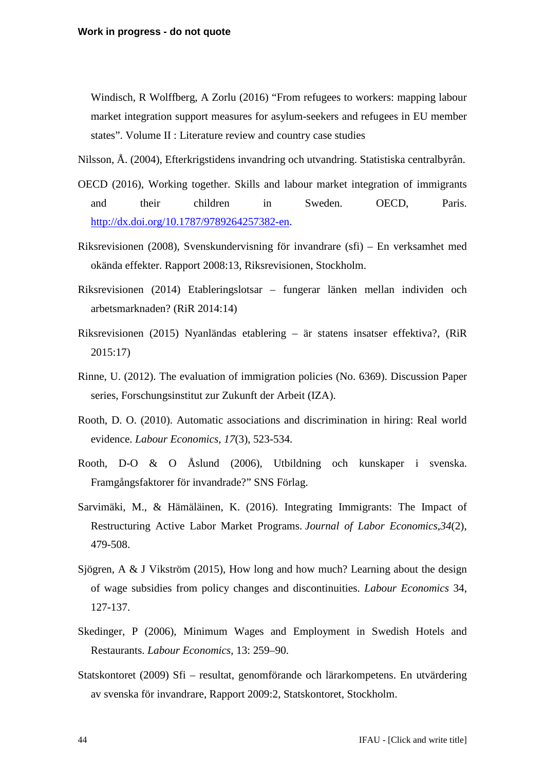Windisch, R Wolffberg, A Zorlu (2016) “From refugees to workers: mapping labour market integration support measures for asylum-seekers and refugees in EU member states”. Volume II : Literature review and country case studies

Nilsson, Å. (2004), Efterkrigstidens invandring och utvandring. Statistiska centralbyrån.

OECD (2016), Working together. Skills and labour market integration of immigrants and their children in Sweden. OECD, Paris. http://dx.doi.org/10.1787/9789264257382-en.

Riksrevisionen (2008), Svenskundervisning för invandrare (sfi) – En verksamhet med okända effekter. Rapport 2008:13, Riksrevisionen, Stockholm.

Riksrevisionen (2014) Etableringslotsar – fungerar länken mellan individen och arbetsmarknaden? (RiR 2014:14)

Riksrevisionen (2015) Nyanländas etablering – är statens insatser effektiva?, (RiR 2015:17)

Rinne, U. (2012). The evaluation of immigration policies (No. 6369). Discussion Paper series, Forschungsinstitut zur Zukunft der Arbeit (IZA).

Rooth, D. O. (2010). Automatic associations and discrimination in hiring: Real world evidence. *Labour Economics*, *17*(3), 523-534.

Rooth, D-O & O Åslund (2006), Utbildning och kunskaper i svenska. Framgångsfaktorer för invandrade?” SNS Förlag.

Sarvimäki, M., & Hämäläinen, K. (2016). Integrating Immigrants: The Impact of Restructuring Active Labor Market Programs. *Journal of Labor Economics*,*34*(2), 479-508.

Sjögren, A & J Vikström (2015), How long and how much? Learning about the design of wage subsidies from policy changes and discontinuities. *Labour Economics* 34, 127-137.

Skedinger, P (2006), Minimum Wages and Employment in Swedish Hotels and Restaurants. *Labour Economics*, 13: 259–90.

Statskontoret (2009) Sfi – resultat, genomförande och lärarkompetens. En utvärdering av svenska för invandrare, Rapport 2009:2, Statskontoret, Stockholm.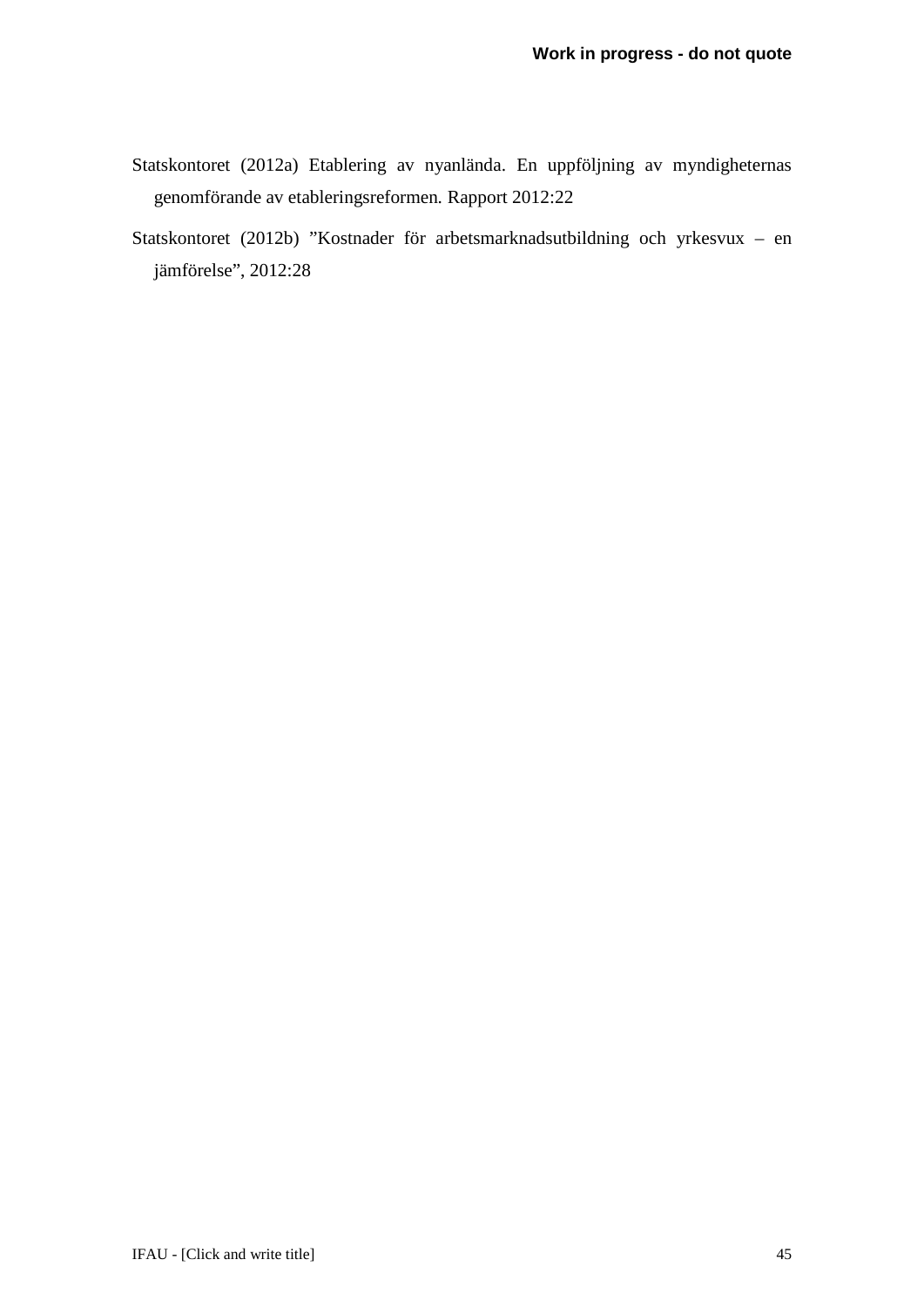Statskontoret (2012a) Etablering av nyanlända. En uppföljning av myndigheternas genomförande av etableringsreformen. Rapport 2012:22

Statskontoret (2012b) ”Kostnader för arbetsmarknadsutbildning och yrkesvux – en jämförelse”, 2012:28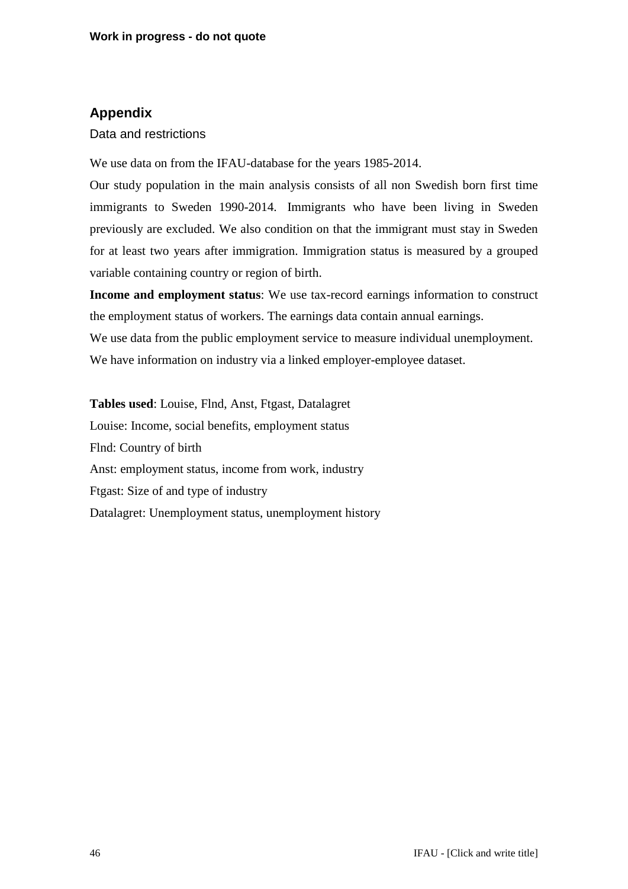## Appendix

### Data and restrictions

We use data on from the IFAU-database for the years 1985-2014.

Our study population in the main analysis consists of all non Swedish born first time immigrants to Sweden 1990-2014. Immigrants who have been living in Sweden previously are excluded. We also condition on that the immigrant must stay in Sweden for at least two years after immigration. Immigration status is measured by a grouped variable containing country or region of birth.

**Income and employment status**: We use tax-record earnings information to construct the employment status of workers. The earnings data contain annual earnings.

We use data from the public employment service to measure individual unemployment.

We have information on industry via a linked employer-employee dataset.

**Tables used**: Louise, Flnd, Anst, Ftgast, Datalagret

Louise: Income, social benefits, employment status

Flnd: Country of birth

Anst: employment status, income from work, industry

Ftgast: Size of and type of industry

Datalagret: Unemployment status, unemployment history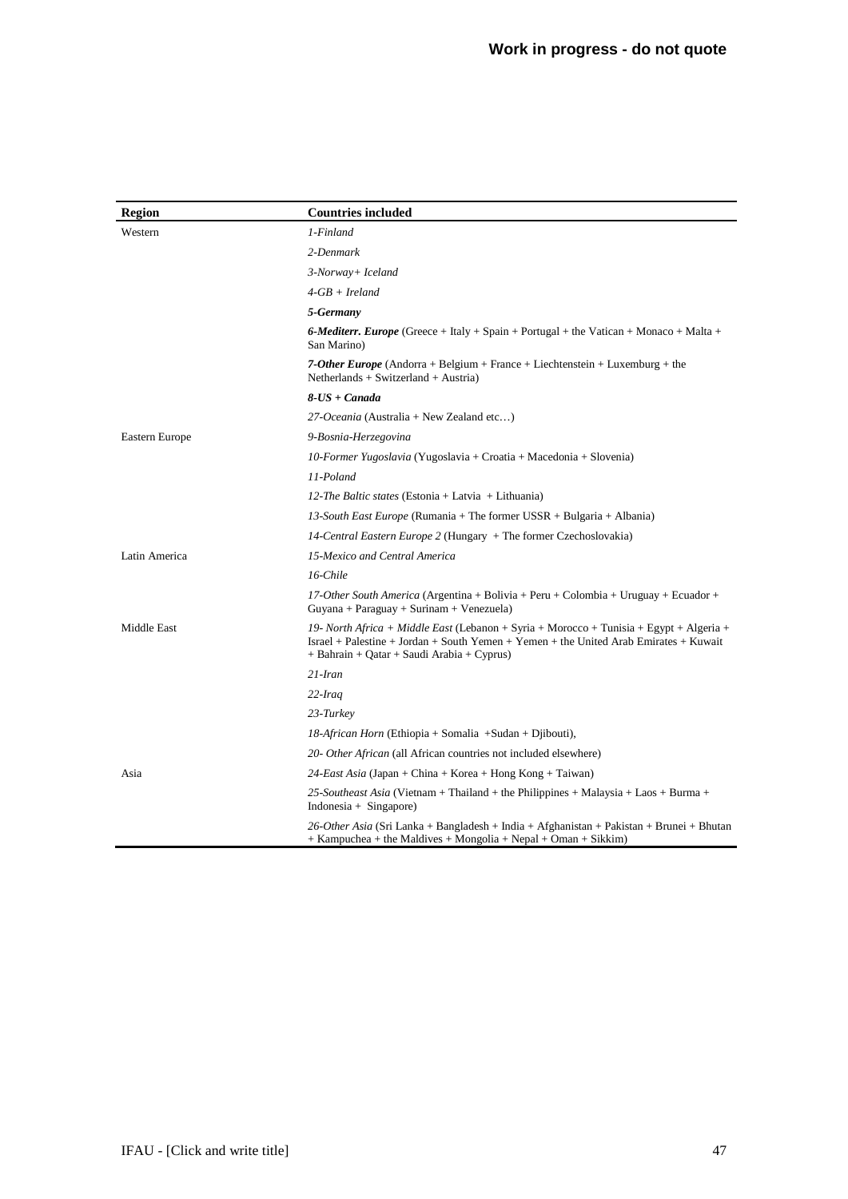| Region | Countries included |
|---|---|
| Western | *1-Finland* |
| | *2-Denmark* |
| | *3-Norway+ Iceland* |
| | *4-GB + Ireland* |
| | ***5-Germany*** |
| | ***6-Mediterr. Europe*** (Greece + Italy + Spain + Portugal + the Vatican + Monaco + Malta + San Marino) |
| | ***7-Other Europe*** (Andorra + Belgium + France + Liechtenstein + Luxemburg + the Netherlands + Switzerland + Austria) |
| | ***8-US + Canada*** |
| | *27-Oceania* (Australia + New Zealand etc…) |
| Eastern Europe | *9-Bosnia-Herzegovina* |
| | *10-Former Yugoslavia* (Yugoslavia + Croatia + Macedonia + Slovenia) |
| | *11-Poland* |
| | *12-The Baltic states* (Estonia + Latvia + Lithuania) |
| | *13-South East Europe* (Rumania + The former USSR + Bulgaria + Albania) |
| | *14-Central Eastern Europe 2* (Hungary + The former Czechoslovakia) |
| Latin America | *15-Mexico and Central America* |
| | *16-Chile* |
| | *17-Other South America* (Argentina + Bolivia + Peru + Colombia + Uruguay + Ecuador + Guyana + Paraguay + Surinam + Venezuela) |
| Middle East | *19- North Africa + Middle East* (Lebanon + Syria + Morocco + Tunisia + Egypt + Algeria + Israel + Palestine + Jordan + South Yemen + Yemen + the United Arab Emirates + Kuwait + Bahrain + Qatar + Saudi Arabia + Cyprus) |
| | *21-Iran* |
| | *22-Iraq* |
| | *23-Turkey* |
| | *18-African Horn* (Ethiopia + Somalia +Sudan + Djibouti), |
| | *20- Other African* (all African countries not included elsewhere) |
| Asia | *24-East Asia* (Japan + China + Korea + Hong Kong + Taiwan) |
| | *25-Southeast Asia* (Vietnam + Thailand + the Philippines + Malaysia + Laos + Burma + Indonesia + Singapore) |
| | *26-Other Asia* (Sri Lanka + Bangladesh + India + Afghanistan + Pakistan + Brunei + Bhutan + Kampuchea + the Maldives + Mongolia + Nepal + Oman + Sikkim) |